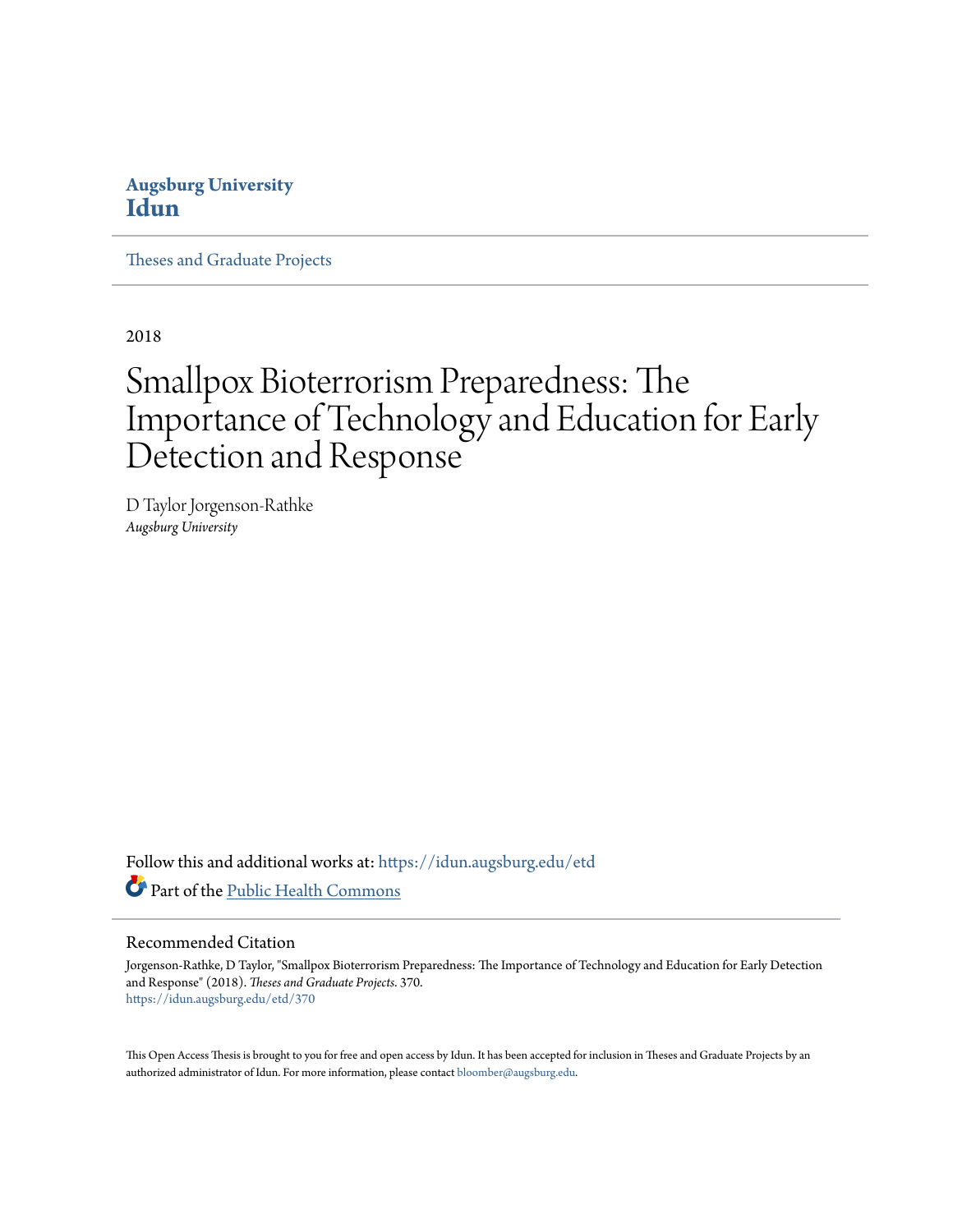**Augsburg University**
**Idun**

Theses and Graduate Projects

2018

# Smallpox Bioterrorism Preparedness: The Importance of Technology and Education for Early Detection and Response

D Taylor Jorgenson-Rathke
*Augsburg University*

Follow this and additional works at: https://idun.augsburg.edu/etd

Part of the Public Health Commons

## Recommended Citation

Jorgenson-Rathke, D Taylor, "Smallpox Bioterrorism Preparedness: The Importance of Technology and Education for Early Detection and Response" (2018). *Theses and Graduate Projects*. 370.
https://idun.augsburg.edu/etd/370

This Open Access Thesis is brought to you for free and open access by Idun. It has been accepted for inclusion in Theses and Graduate Projects by an authorized administrator of Idun. For more information, please contact bloomber@augsburg.edu.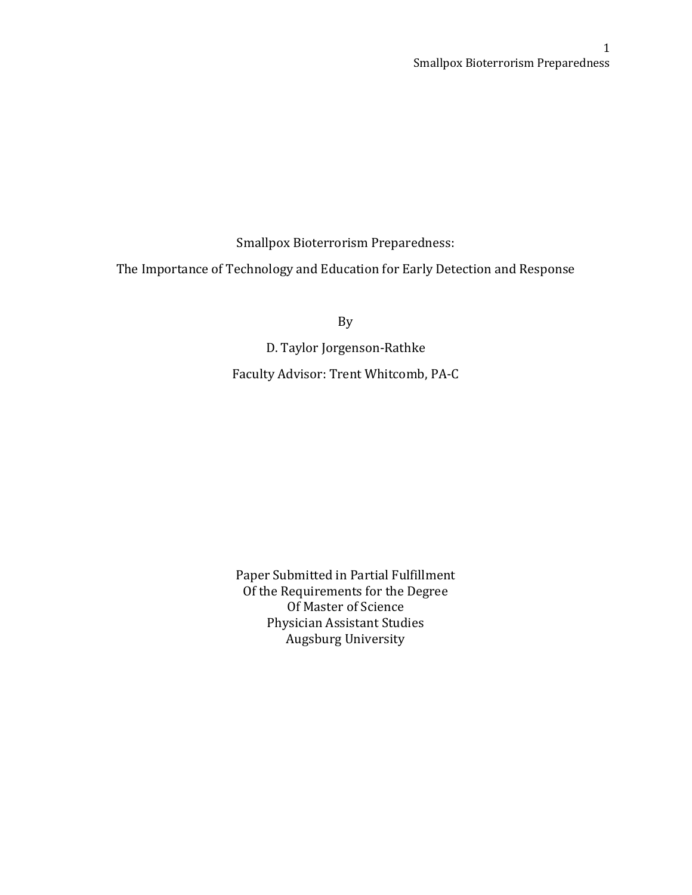# Smallpox Bioterrorism Preparedness:

## The Importance of Technology and Education for Early Detection and Response

By

D. Taylor Jorgenson-Rathke

Faculty Advisor: Trent Whitcomb, PA-C

Paper Submitted in Partial Fulfillment
Of the Requirements for the Degree
Of Master of Science
Physician Assistant Studies
Augsburg University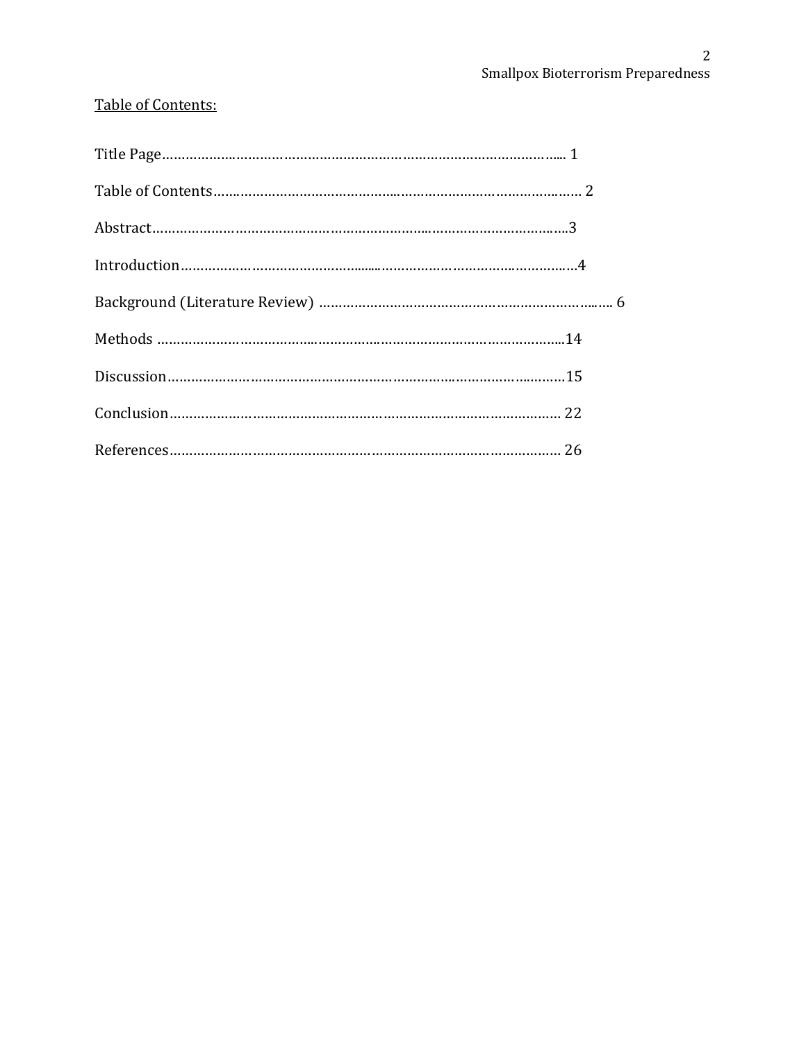Table of Contents:

Title Page………………………………………………………………………………………... 1

Table of Contents…………………………………………………………………………… 2

Abstract……………………………………………………………………………………….3

Introduction……………………………………………………………………………………4

Background (Literature Review) ……………………………………………………………. 6

Methods ………………………………………………………………………………………14

Discussion……………………………………………………………………………………15

Conclusion…………………………………………………………………………………… 22

References…………………………………………………………………………………… 26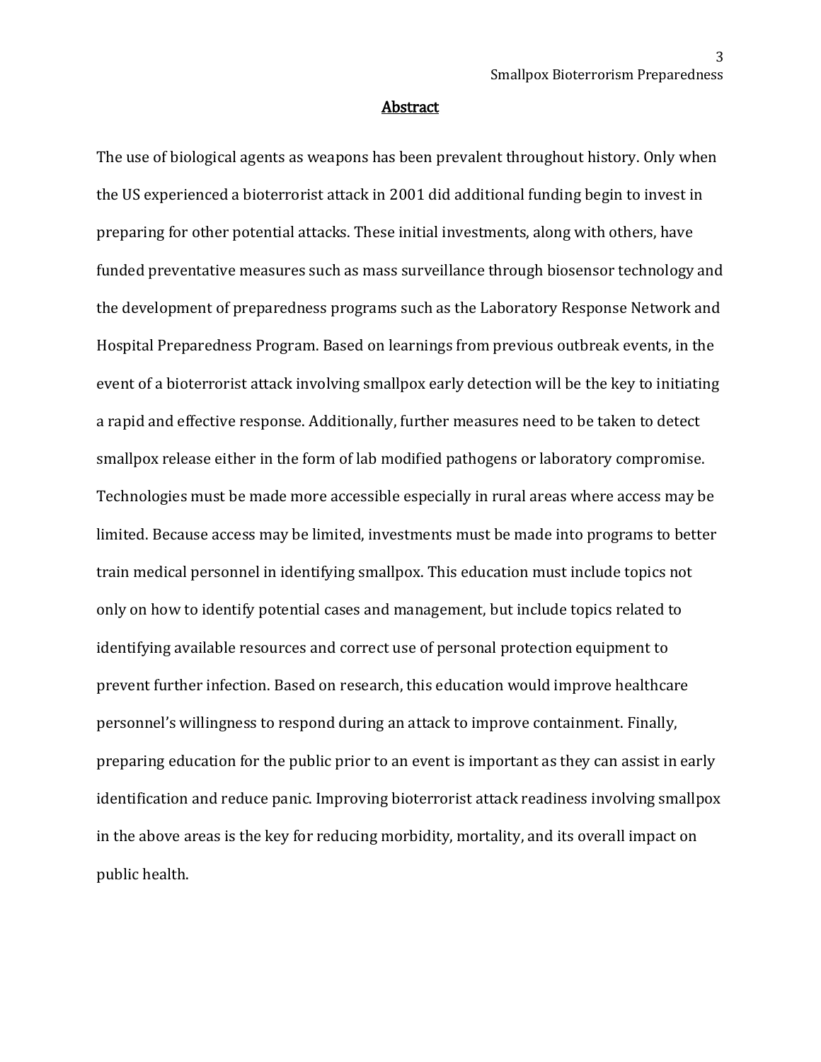# Abstract

The use of biological agents as weapons has been prevalent throughout history. Only when the US experienced a bioterrorist attack in 2001 did additional funding begin to invest in preparing for other potential attacks. These initial investments, along with others, have funded preventative measures such as mass surveillance through biosensor technology and the development of preparedness programs such as the Laboratory Response Network and Hospital Preparedness Program. Based on learnings from previous outbreak events, in the event of a bioterrorist attack involving smallpox early detection will be the key to initiating a rapid and effective response. Additionally, further measures need to be taken to detect smallpox release either in the form of lab modified pathogens or laboratory compromise. Technologies must be made more accessible especially in rural areas where access may be limited. Because access may be limited, investments must be made into programs to better train medical personnel in identifying smallpox. This education must include topics not only on how to identify potential cases and management, but include topics related to identifying available resources and correct use of personal protection equipment to prevent further infection. Based on research, this education would improve healthcare personnel's willingness to respond during an attack to improve containment. Finally, preparing education for the public prior to an event is important as they can assist in early identification and reduce panic. Improving bioterrorist attack readiness involving smallpox in the above areas is the key for reducing morbidity, mortality, and its overall impact on public health.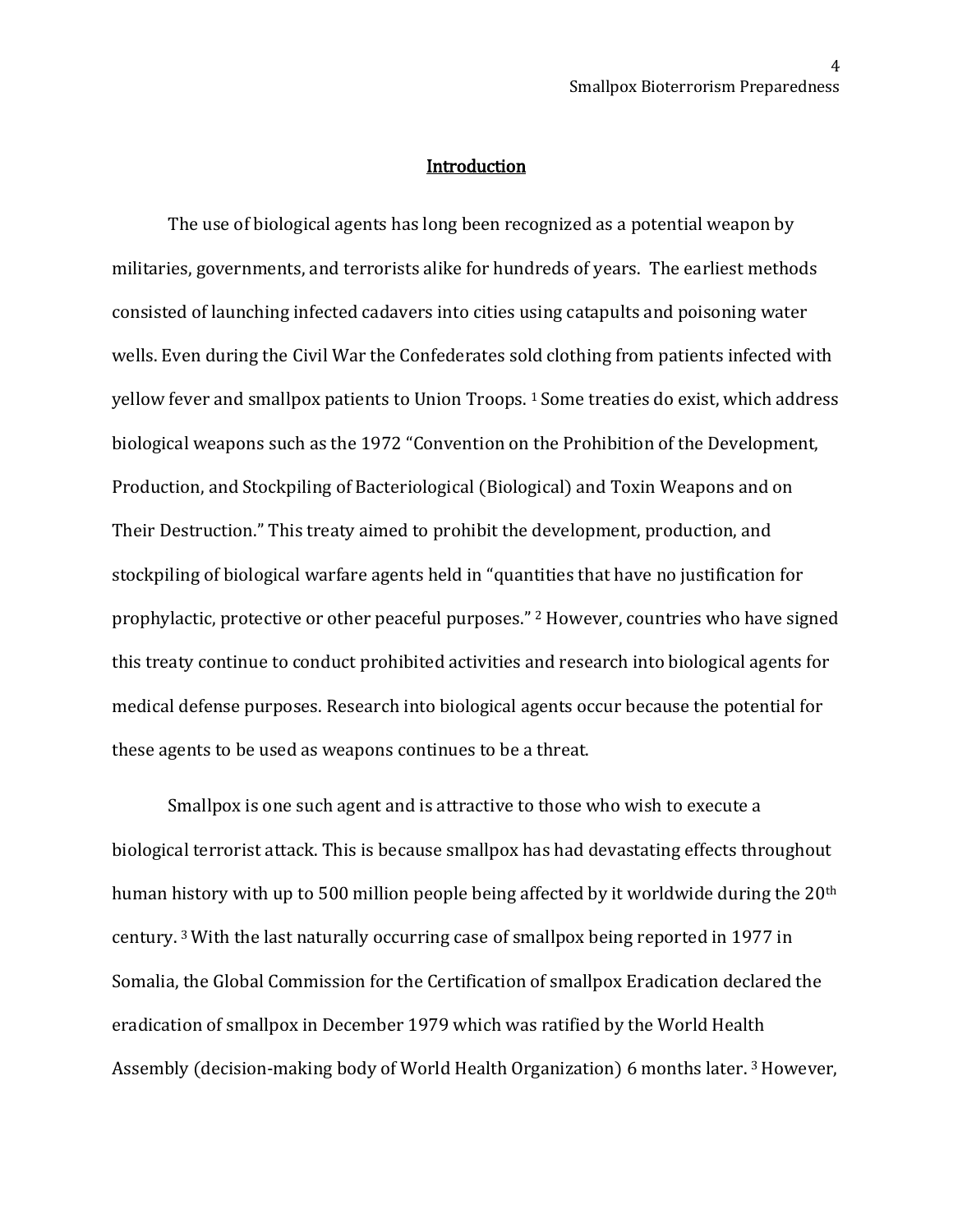## Introduction

The use of biological agents has long been recognized as a potential weapon by militaries, governments, and terrorists alike for hundreds of years. The earliest methods consisted of launching infected cadavers into cities using catapults and poisoning water wells. Even during the Civil War the Confederates sold clothing from patients infected with yellow fever and smallpox patients to Union Troops. [1] Some treaties do exist, which address biological weapons such as the 1972 "Convention on the Prohibition of the Development, Production, and Stockpiling of Bacteriological (Biological) and Toxin Weapons and on Their Destruction." This treaty aimed to prohibit the development, production, and stockpiling of biological warfare agents held in "quantities that have no justification for prophylactic, protective or other peaceful purposes." [2] However, countries who have signed this treaty continue to conduct prohibited activities and research into biological agents for medical defense purposes. Research into biological agents occur because the potential for these agents to be used as weapons continues to be a threat.

Smallpox is one such agent and is attractive to those who wish to execute a biological terrorist attack. This is because smallpox has had devastating effects throughout human history with up to 500 million people being affected by it worldwide during the 20th century. [3] With the last naturally occurring case of smallpox being reported in 1977 in Somalia, the Global Commission for the Certification of smallpox Eradication declared the eradication of smallpox in December 1979 which was ratified by the World Health Assembly (decision-making body of World Health Organization) 6 months later. [3] However,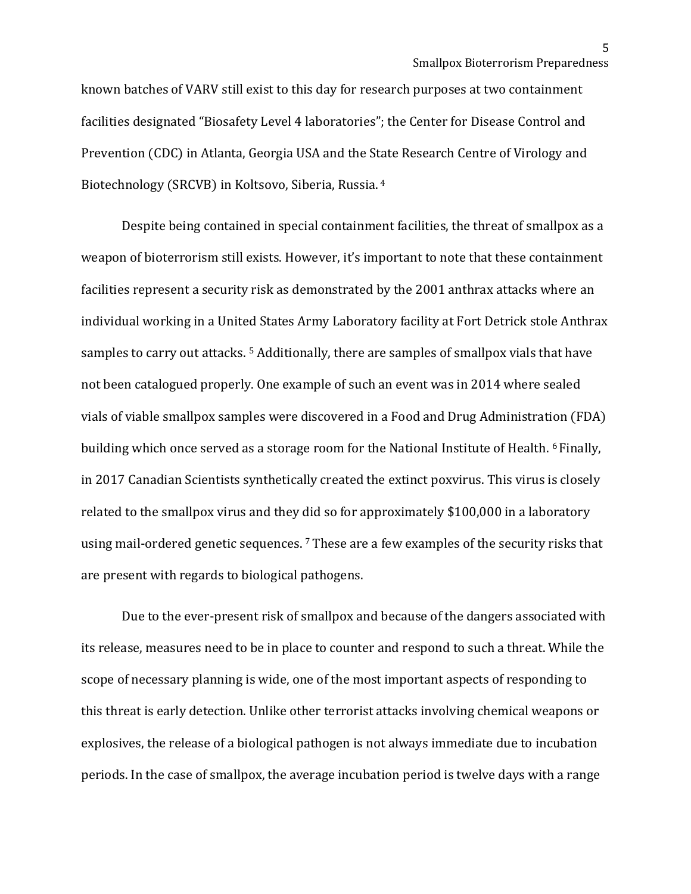known batches of VARV still exist to this day for research purposes at two containment facilities designated "Biosafety Level 4 laboratories"; the Center for Disease Control and Prevention (CDC) in Atlanta, Georgia USA and the State Research Centre of Virology and Biotechnology (SRCVB) in Koltsovo, Siberia, Russia. [4]

Despite being contained in special containment facilities, the threat of smallpox as a weapon of bioterrorism still exists. However, it's important to note that these containment facilities represent a security risk as demonstrated by the 2001 anthrax attacks where an individual working in a United States Army Laboratory facility at Fort Detrick stole Anthrax samples to carry out attacks. [5] Additionally, there are samples of smallpox vials that have not been catalogued properly. One example of such an event was in 2014 where sealed vials of viable smallpox samples were discovered in a Food and Drug Administration (FDA) building which once served as a storage room for the National Institute of Health. [6] Finally, in 2017 Canadian Scientists synthetically created the extinct poxvirus. This virus is closely related to the smallpox virus and they did so for approximately $100,000 in a laboratory using mail-ordered genetic sequences. [7] These are a few examples of the security risks that are present with regards to biological pathogens.

Due to the ever-present risk of smallpox and because of the dangers associated with its release, measures need to be in place to counter and respond to such a threat. While the scope of necessary planning is wide, one of the most important aspects of responding to this threat is early detection. Unlike other terrorist attacks involving chemical weapons or explosives, the release of a biological pathogen is not always immediate due to incubation periods. In the case of smallpox, the average incubation period is twelve days with a range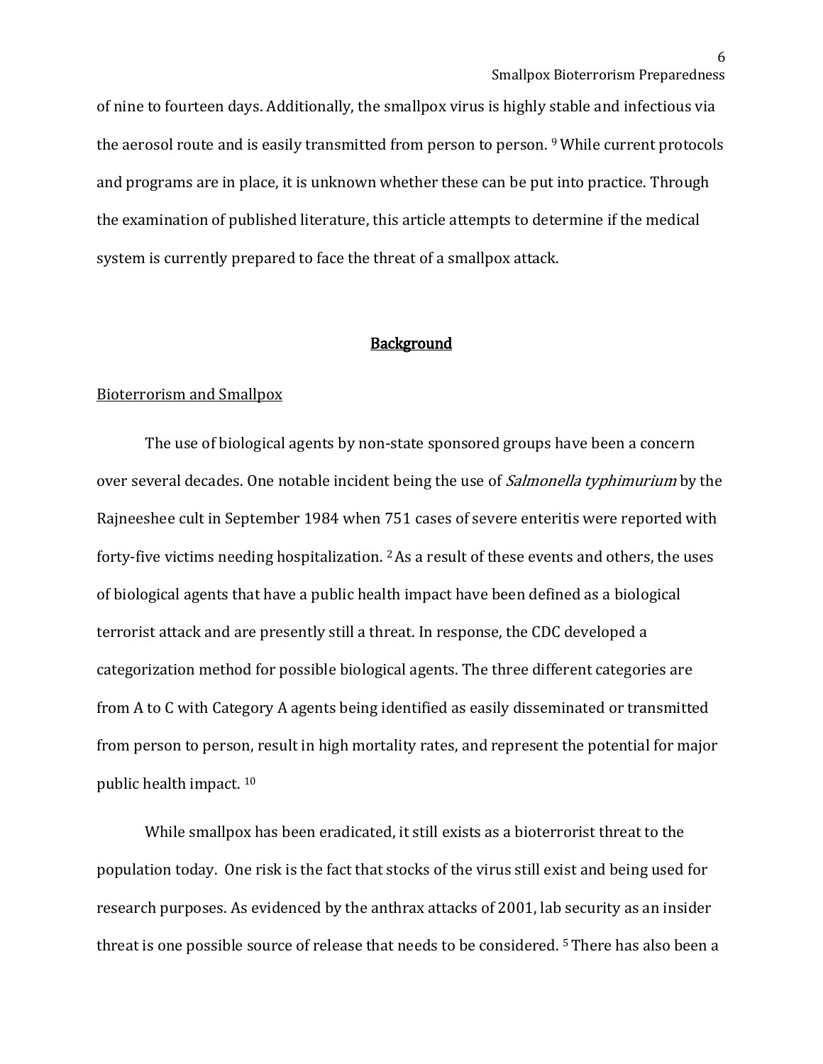of nine to fourteen days. Additionally, the smallpox virus is highly stable and infectious via the aerosol route and is easily transmitted from person to person. [9] While current protocols and programs are in place, it is unknown whether these can be put into practice. Through the examination of published literature, this article attempts to determine if the medical system is currently prepared to face the threat of a smallpox attack.

## Background

### Bioterrorism and Smallpox

The use of biological agents by non-state sponsored groups have been a concern over several decades. One notable incident being the use of *Salmonella typhimurium* by the Rajneeshee cult in September 1984 when 751 cases of severe enteritis were reported with forty-five victims needing hospitalization. [2] As a result of these events and others, the uses of biological agents that have a public health impact have been defined as a biological terrorist attack and are presently still a threat. In response, the CDC developed a categorization method for possible biological agents. The three different categories are from A to C with Category A agents being identified as easily disseminated or transmitted from person to person, result in high mortality rates, and represent the potential for major public health impact. [10]

While smallpox has been eradicated, it still exists as a bioterrorist threat to the population today. One risk is the fact that stocks of the virus still exist and being used for research purposes. As evidenced by the anthrax attacks of 2001, lab security as an insider threat is one possible source of release that needs to be considered. [5] There has also been a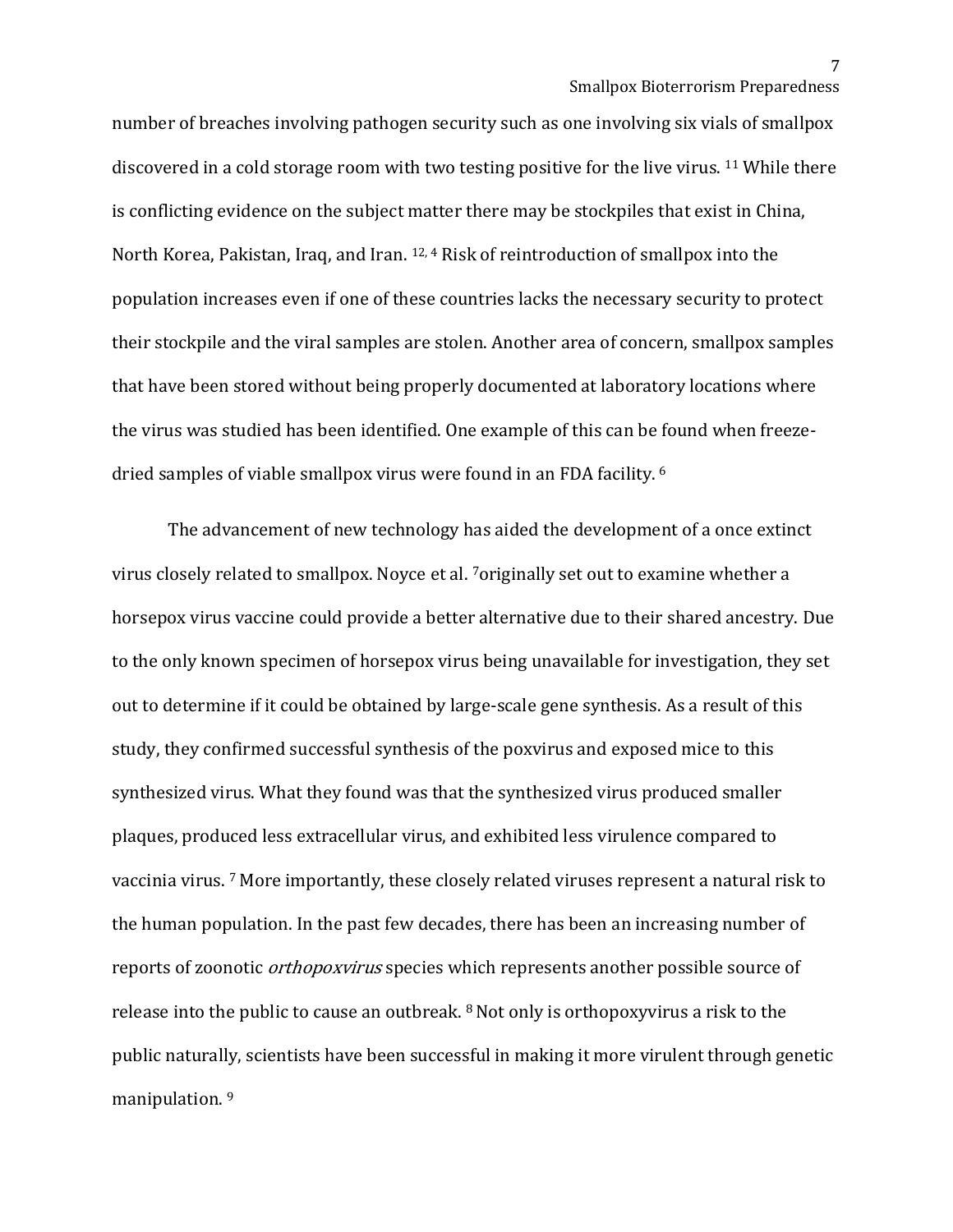number of breaches involving pathogen security such as one involving six vials of smallpox discovered in a cold storage room with two testing positive for the live virus. [11] While there is conflicting evidence on the subject matter there may be stockpiles that exist in China, North Korea, Pakistan, Iraq, and Iran. [12, 4] Risk of reintroduction of smallpox into the population increases even if one of these countries lacks the necessary security to protect their stockpile and the viral samples are stolen. Another area of concern, smallpox samples that have been stored without being properly documented at laboratory locations where the virus was studied has been identified. One example of this can be found when freeze-dried samples of viable smallpox virus were found in an FDA facility. [6]

The advancement of new technology has aided the development of a once extinct virus closely related to smallpox. Noyce et al. [7]originally set out to examine whether a horsepox virus vaccine could provide a better alternative due to their shared ancestry. Due to the only known specimen of horsepox virus being unavailable for investigation, they set out to determine if it could be obtained by large-scale gene synthesis. As a result of this study, they confirmed successful synthesis of the poxvirus and exposed mice to this synthesized virus. What they found was that the synthesized virus produced smaller plaques, produced less extracellular virus, and exhibited less virulence compared to vaccinia virus. [7] More importantly, these closely related viruses represent a natural risk to the human population. In the past few decades, there has been an increasing number of reports of zoonotic *orthopoxvirus* species which represents another possible source of release into the public to cause an outbreak. [8] Not only is orthopoxyvirus a risk to the public naturally, scientists have been successful in making it more virulent through genetic manipulation. [9]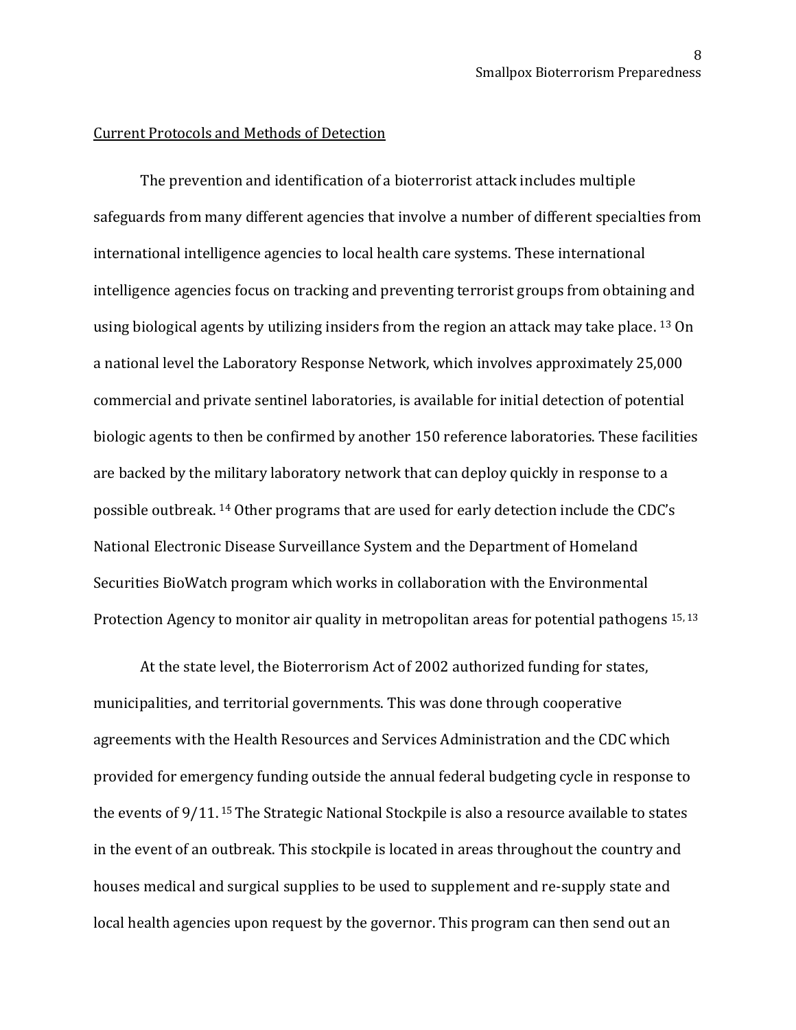## Current Protocols and Methods of Detection

The prevention and identification of a bioterrorist attack includes multiple safeguards from many different agencies that involve a number of different specialties from international intelligence agencies to local health care systems. These international intelligence agencies focus on tracking and preventing terrorist groups from obtaining and using biological agents by utilizing insiders from the region an attack may take place. [13] On a national level the Laboratory Response Network, which involves approximately 25,000 commercial and private sentinel laboratories, is available for initial detection of potential biologic agents to then be confirmed by another 150 reference laboratories. These facilities are backed by the military laboratory network that can deploy quickly in response to a possible outbreak. [14] Other programs that are used for early detection include the CDC's National Electronic Disease Surveillance System and the Department of Homeland Securities BioWatch program which works in collaboration with the Environmental Protection Agency to monitor air quality in metropolitan areas for potential pathogens [15, 13]

At the state level, the Bioterrorism Act of 2002 authorized funding for states, municipalities, and territorial governments. This was done through cooperative agreements with the Health Resources and Services Administration and the CDC which provided for emergency funding outside the annual federal budgeting cycle in response to the events of 9/11. [15] The Strategic National Stockpile is also a resource available to states in the event of an outbreak. This stockpile is located in areas throughout the country and houses medical and surgical supplies to be used to supplement and re-supply state and local health agencies upon request by the governor. This program can then send out an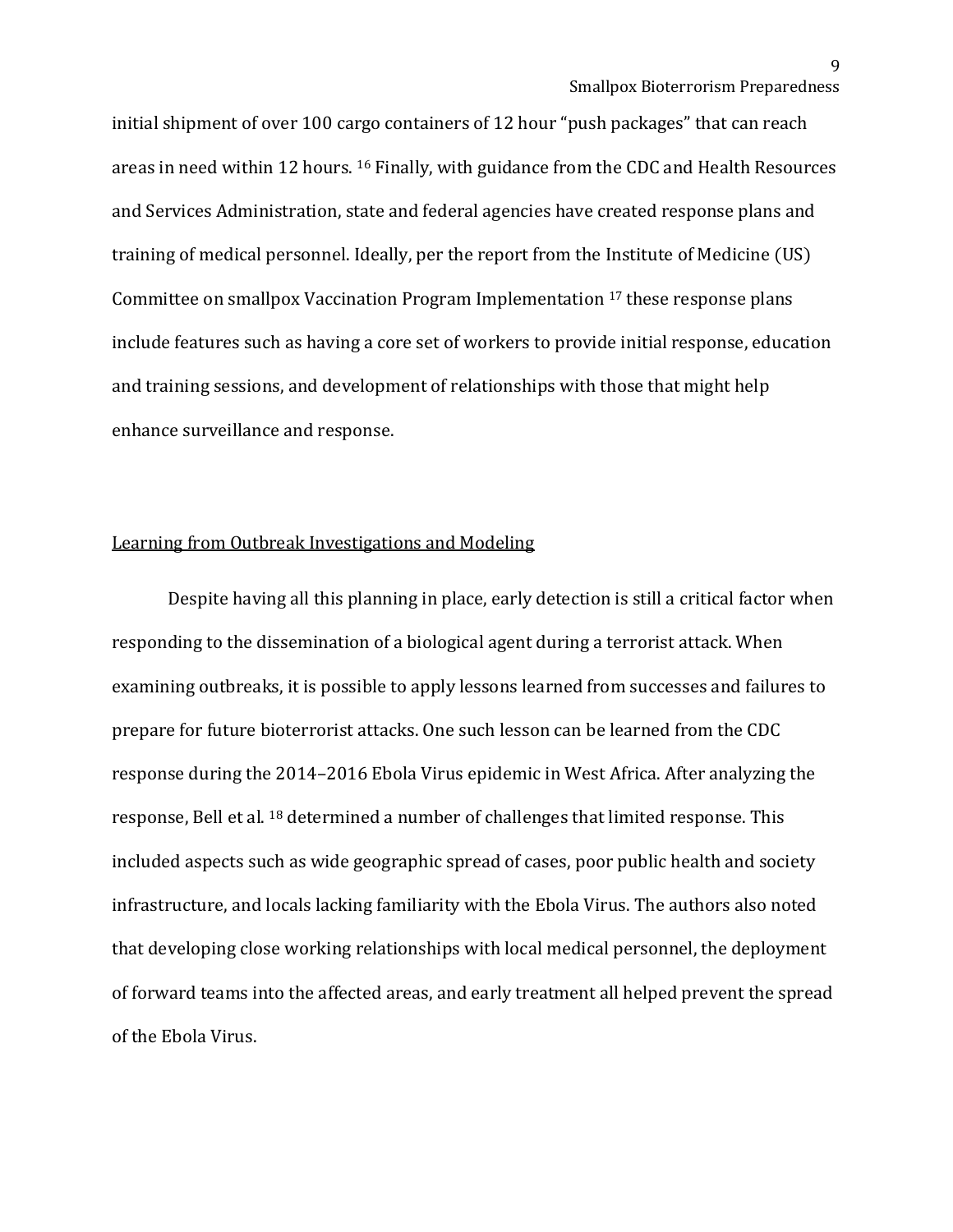initial shipment of over 100 cargo containers of 12 hour "push packages" that can reach areas in need within 12 hours. [16] Finally, with guidance from the CDC and Health Resources and Services Administration, state and federal agencies have created response plans and training of medical personnel. Ideally, per the report from the Institute of Medicine (US) Committee on smallpox Vaccination Program Implementation [17] these response plans include features such as having a core set of workers to provide initial response, education and training sessions, and development of relationships with those that might help enhance surveillance and response.

## Learning from Outbreak Investigations and Modeling

Despite having all this planning in place, early detection is still a critical factor when responding to the dissemination of a biological agent during a terrorist attack. When examining outbreaks, it is possible to apply lessons learned from successes and failures to prepare for future bioterrorist attacks. One such lesson can be learned from the CDC response during the 2014–2016 Ebola Virus epidemic in West Africa. After analyzing the response, Bell et al. [18] determined a number of challenges that limited response. This included aspects such as wide geographic spread of cases, poor public health and society infrastructure, and locals lacking familiarity with the Ebola Virus. The authors also noted that developing close working relationships with local medical personnel, the deployment of forward teams into the affected areas, and early treatment all helped prevent the spread of the Ebola Virus.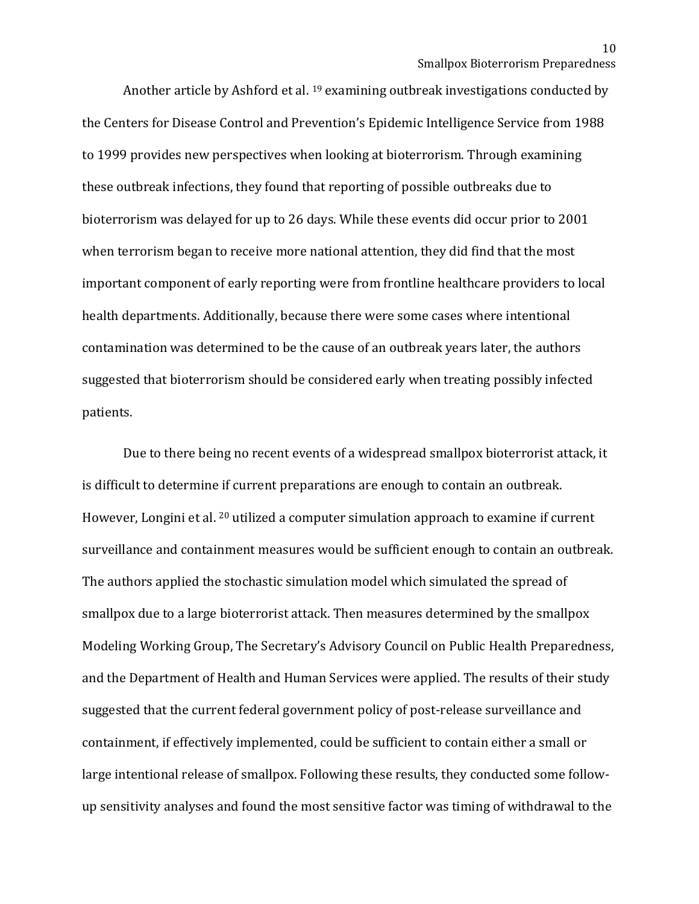Another article by Ashford et al. [19] examining outbreak investigations conducted by the Centers for Disease Control and Prevention's Epidemic Intelligence Service from 1988 to 1999 provides new perspectives when looking at bioterrorism. Through examining these outbreak infections, they found that reporting of possible outbreaks due to bioterrorism was delayed for up to 26 days. While these events did occur prior to 2001 when terrorism began to receive more national attention, they did find that the most important component of early reporting were from frontline healthcare providers to local health departments. Additionally, because there were some cases where intentional contamination was determined to be the cause of an outbreak years later, the authors suggested that bioterrorism should be considered early when treating possibly infected patients.

Due to there being no recent events of a widespread smallpox bioterrorist attack, it is difficult to determine if current preparations are enough to contain an outbreak. However, Longini et al. [20] utilized a computer simulation approach to examine if current surveillance and containment measures would be sufficient enough to contain an outbreak. The authors applied the stochastic simulation model which simulated the spread of smallpox due to a large bioterrorist attack. Then measures determined by the smallpox Modeling Working Group, The Secretary's Advisory Council on Public Health Preparedness, and the Department of Health and Human Services were applied. The results of their study suggested that the current federal government policy of post-release surveillance and containment, if effectively implemented, could be sufficient to contain either a small or large intentional release of smallpox. Following these results, they conducted some follow-up sensitivity analyses and found the most sensitive factor was timing of withdrawal to the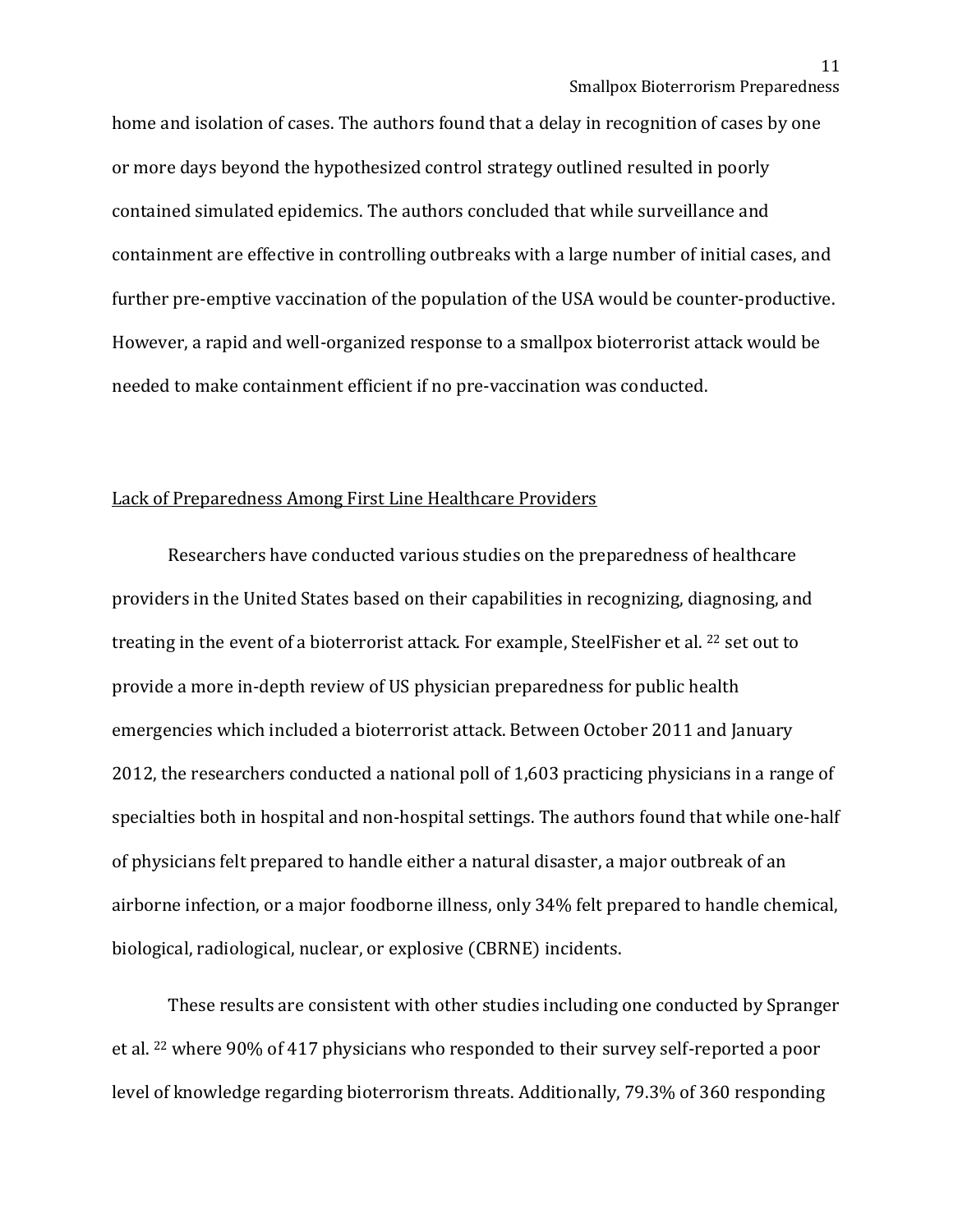home and isolation of cases. The authors found that a delay in recognition of cases by one or more days beyond the hypothesized control strategy outlined resulted in poorly contained simulated epidemics. The authors concluded that while surveillance and containment are effective in controlling outbreaks with a large number of initial cases, and further pre-emptive vaccination of the population of the USA would be counter-productive. However, a rapid and well-organized response to a smallpox bioterrorist attack would be needed to make containment efficient if no pre-vaccination was conducted.

## Lack of Preparedness Among First Line Healthcare Providers

Researchers have conducted various studies on the preparedness of healthcare providers in the United States based on their capabilities in recognizing, diagnosing, and treating in the event of a bioterrorist attack. For example, SteelFisher et al. [22] set out to provide a more in-depth review of US physician preparedness for public health emergencies which included a bioterrorist attack. Between October 2011 and January 2012, the researchers conducted a national poll of 1,603 practicing physicians in a range of specialties both in hospital and non-hospital settings. The authors found that while one-half of physicians felt prepared to handle either a natural disaster, a major outbreak of an airborne infection, or a major foodborne illness, only 34% felt prepared to handle chemical, biological, radiological, nuclear, or explosive (CBRNE) incidents.

These results are consistent with other studies including one conducted by Spranger et al. [22] where 90% of 417 physicians who responded to their survey self-reported a poor level of knowledge regarding bioterrorism threats. Additionally, 79.3% of 360 responding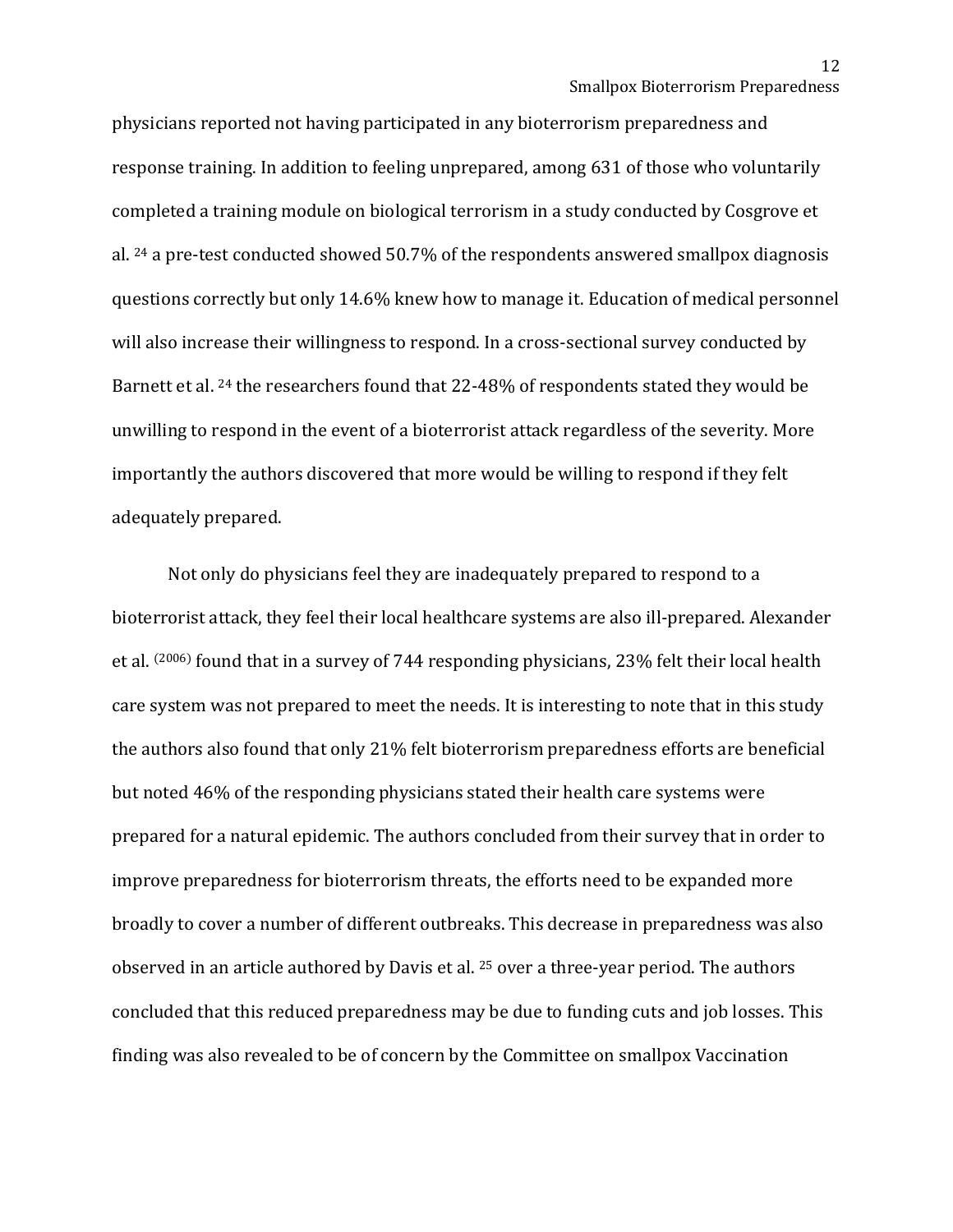physicians reported not having participated in any bioterrorism preparedness and response training. In addition to feeling unprepared, among 631 of those who voluntarily completed a training module on biological terrorism in a study conducted by Cosgrove et al. [24] a pre-test conducted showed 50.7% of the respondents answered smallpox diagnosis questions correctly but only 14.6% knew how to manage it. Education of medical personnel will also increase their willingness to respond. In a cross-sectional survey conducted by Barnett et al. [24] the researchers found that 22-48% of respondents stated they would be unwilling to respond in the event of a bioterrorist attack regardless of the severity. More importantly the authors discovered that more would be willing to respond if they felt adequately prepared.

Not only do physicians feel they are inadequately prepared to respond to a bioterrorist attack, they feel their local healthcare systems are also ill-prepared. Alexander et al. [(2006)] found that in a survey of 744 responding physicians, 23% felt their local health care system was not prepared to meet the needs. It is interesting to note that in this study the authors also found that only 21% felt bioterrorism preparedness efforts are beneficial but noted 46% of the responding physicians stated their health care systems were prepared for a natural epidemic. The authors concluded from their survey that in order to improve preparedness for bioterrorism threats, the efforts need to be expanded more broadly to cover a number of different outbreaks. This decrease in preparedness was also observed in an article authored by Davis et al. [25] over a three-year period. The authors concluded that this reduced preparedness may be due to funding cuts and job losses. This finding was also revealed to be of concern by the Committee on smallpox Vaccination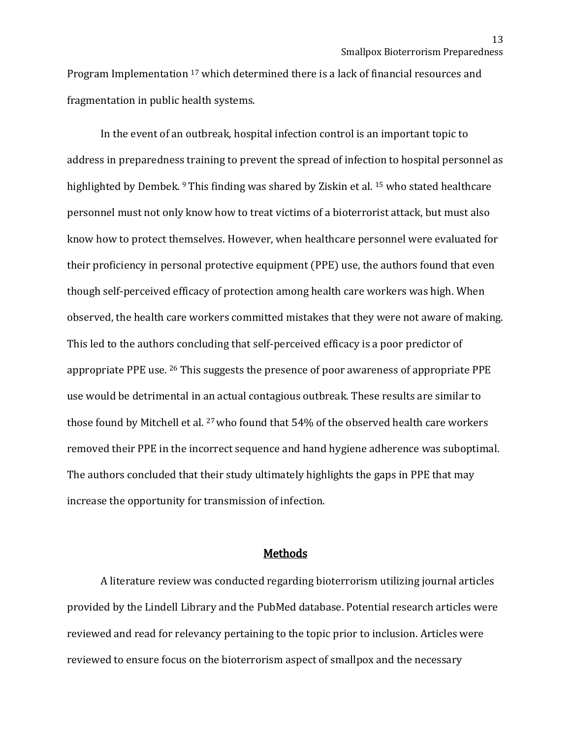Program Implementation [17] which determined there is a lack of financial resources and fragmentation in public health systems.

In the event of an outbreak, hospital infection control is an important topic to address in preparedness training to prevent the spread of infection to hospital personnel as highlighted by Dembek. [9] This finding was shared by Ziskin et al. [15] who stated healthcare personnel must not only know how to treat victims of a bioterrorist attack, but must also know how to protect themselves. However, when healthcare personnel were evaluated for their proficiency in personal protective equipment (PPE) use, the authors found that even though self-perceived efficacy of protection among health care workers was high. When observed, the health care workers committed mistakes that they were not aware of making. This led to the authors concluding that self-perceived efficacy is a poor predictor of appropriate PPE use. [26] This suggests the presence of poor awareness of appropriate PPE use would be detrimental in an actual contagious outbreak. These results are similar to those found by Mitchell et al. [27] who found that 54% of the observed health care workers removed their PPE in the incorrect sequence and hand hygiene adherence was suboptimal. The authors concluded that their study ultimately highlights the gaps in PPE that may increase the opportunity for transmission of infection.

## Methods

A literature review was conducted regarding bioterrorism utilizing journal articles provided by the Lindell Library and the PubMed database. Potential research articles were reviewed and read for relevancy pertaining to the topic prior to inclusion. Articles were reviewed to ensure focus on the bioterrorism aspect of smallpox and the necessary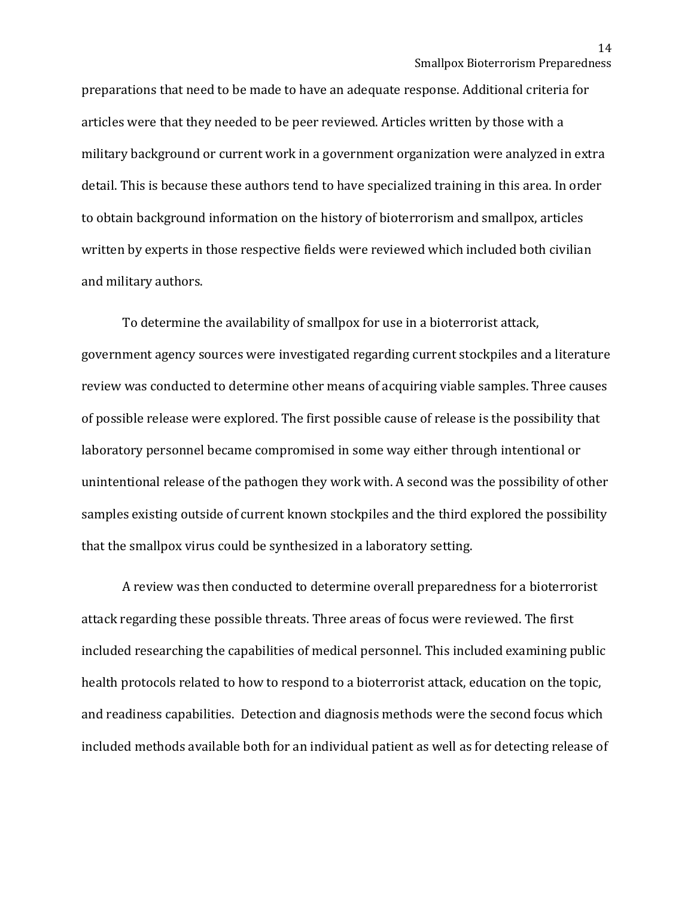preparations that need to be made to have an adequate response. Additional criteria for articles were that they needed to be peer reviewed. Articles written by those with a military background or current work in a government organization were analyzed in extra detail. This is because these authors tend to have specialized training in this area. In order to obtain background information on the history of bioterrorism and smallpox, articles written by experts in those respective fields were reviewed which included both civilian and military authors.

To determine the availability of smallpox for use in a bioterrorist attack, government agency sources were investigated regarding current stockpiles and a literature review was conducted to determine other means of acquiring viable samples. Three causes of possible release were explored. The first possible cause of release is the possibility that laboratory personnel became compromised in some way either through intentional or unintentional release of the pathogen they work with. A second was the possibility of other samples existing outside of current known stockpiles and the third explored the possibility that the smallpox virus could be synthesized in a laboratory setting.

A review was then conducted to determine overall preparedness for a bioterrorist attack regarding these possible threats. Three areas of focus were reviewed. The first included researching the capabilities of medical personnel. This included examining public health protocols related to how to respond to a bioterrorist attack, education on the topic, and readiness capabilities. Detection and diagnosis methods were the second focus which included methods available both for an individual patient as well as for detecting release of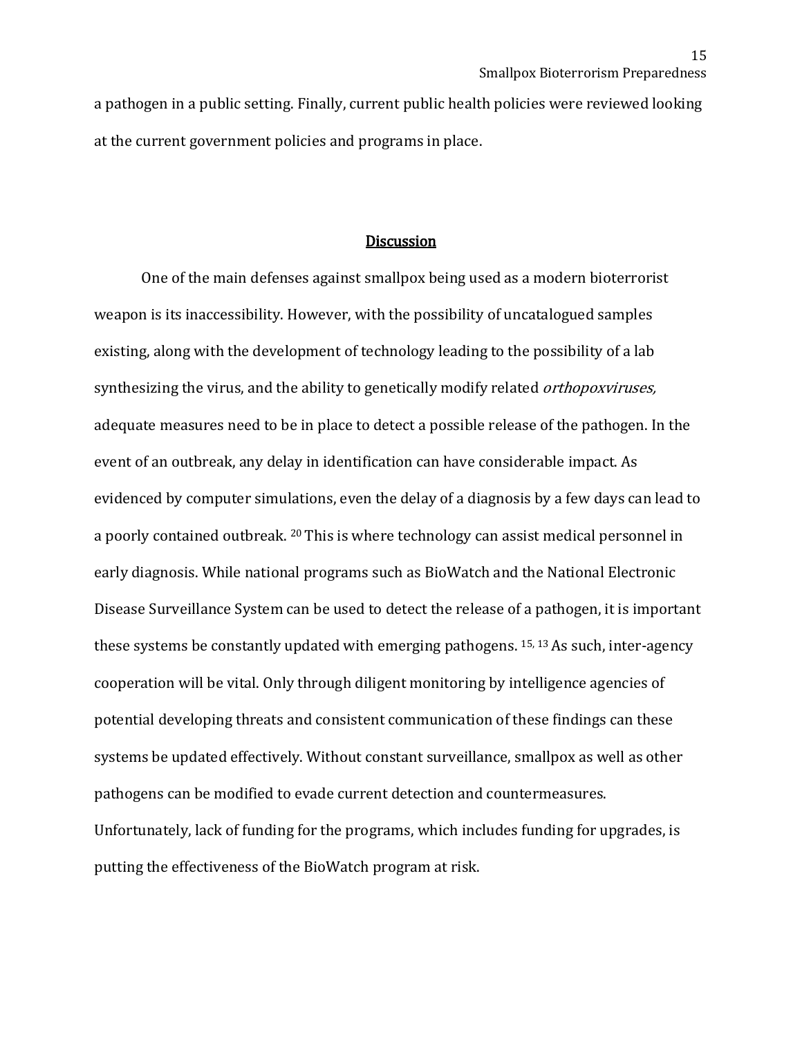a pathogen in a public setting. Finally, current public health policies were reviewed looking at the current government policies and programs in place.

## Discussion

One of the main defenses against smallpox being used as a modern bioterrorist weapon is its inaccessibility. However, with the possibility of uncatalogued samples existing, along with the development of technology leading to the possibility of a lab synthesizing the virus, and the ability to genetically modify related *orthopoxviruses,* adequate measures need to be in place to detect a possible release of the pathogen. In the event of an outbreak, any delay in identification can have considerable impact. As evidenced by computer simulations, even the delay of a diagnosis by a few days can lead to a poorly contained outbreak. [20] This is where technology can assist medical personnel in early diagnosis. While national programs such as BioWatch and the National Electronic Disease Surveillance System can be used to detect the release of a pathogen, it is important these systems be constantly updated with emerging pathogens. [15, 13] As such, inter-agency cooperation will be vital. Only through diligent monitoring by intelligence agencies of potential developing threats and consistent communication of these findings can these systems be updated effectively. Without constant surveillance, smallpox as well as other pathogens can be modified to evade current detection and countermeasures. Unfortunately, lack of funding for the programs, which includes funding for upgrades, is putting the effectiveness of the BioWatch program at risk.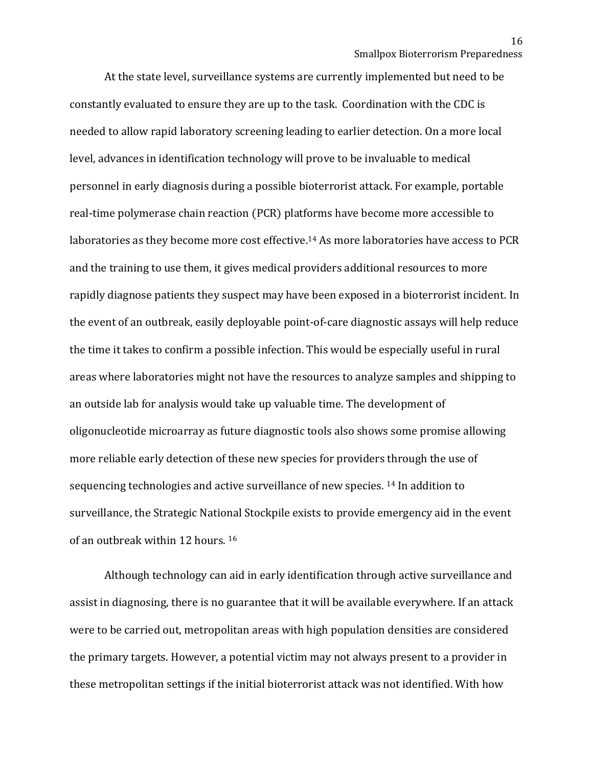At the state level, surveillance systems are currently implemented but need to be constantly evaluated to ensure they are up to the task. Coordination with the CDC is needed to allow rapid laboratory screening leading to earlier detection. On a more local level, advances in identification technology will prove to be invaluable to medical personnel in early diagnosis during a possible bioterrorist attack. For example, portable real-time polymerase chain reaction (PCR) platforms have become more accessible to laboratories as they become more cost effective.[14] As more laboratories have access to PCR and the training to use them, it gives medical providers additional resources to more rapidly diagnose patients they suspect may have been exposed in a bioterrorist incident. In the event of an outbreak, easily deployable point-of-care diagnostic assays will help reduce the time it takes to confirm a possible infection. This would be especially useful in rural areas where laboratories might not have the resources to analyze samples and shipping to an outside lab for analysis would take up valuable time. The development of oligonucleotide microarray as future diagnostic tools also shows some promise allowing more reliable early detection of these new species for providers through the use of sequencing technologies and active surveillance of new species. [14] In addition to surveillance, the Strategic National Stockpile exists to provide emergency aid in the event of an outbreak within 12 hours. [16]

Although technology can aid in early identification through active surveillance and assist in diagnosing, there is no guarantee that it will be available everywhere. If an attack were to be carried out, metropolitan areas with high population densities are considered the primary targets. However, a potential victim may not always present to a provider in these metropolitan settings if the initial bioterrorist attack was not identified. With how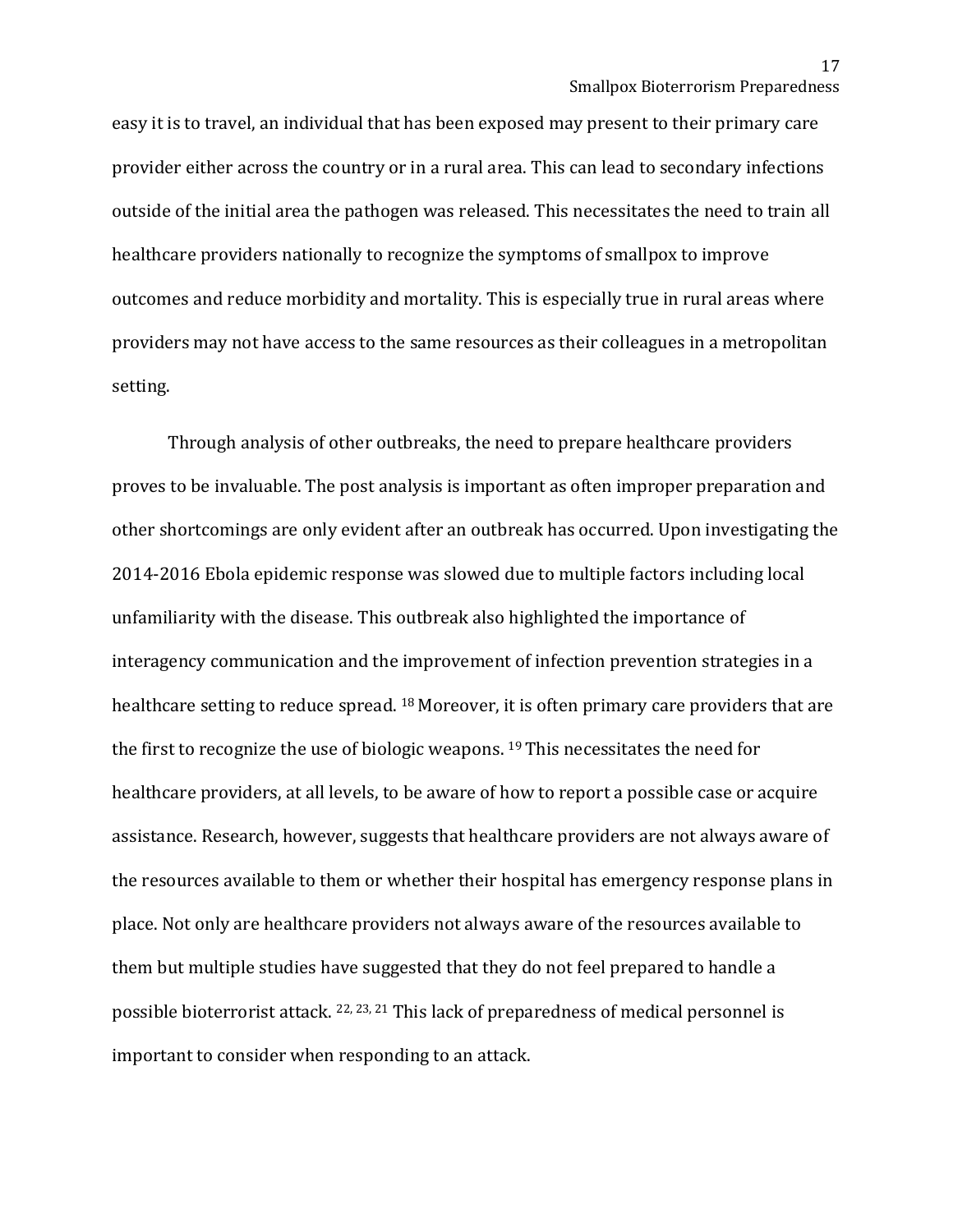easy it is to travel, an individual that has been exposed may present to their primary care provider either across the country or in a rural area. This can lead to secondary infections outside of the initial area the pathogen was released. This necessitates the need to train all healthcare providers nationally to recognize the symptoms of smallpox to improve outcomes and reduce morbidity and mortality. This is especially true in rural areas where providers may not have access to the same resources as their colleagues in a metropolitan setting.

Through analysis of other outbreaks, the need to prepare healthcare providers proves to be invaluable. The post analysis is important as often improper preparation and other shortcomings are only evident after an outbreak has occurred. Upon investigating the 2014-2016 Ebola epidemic response was slowed due to multiple factors including local unfamiliarity with the disease. This outbreak also highlighted the importance of interagency communication and the improvement of infection prevention strategies in a healthcare setting to reduce spread. [18] Moreover, it is often primary care providers that are the first to recognize the use of biologic weapons. [19] This necessitates the need for healthcare providers, at all levels, to be aware of how to report a possible case or acquire assistance. Research, however, suggests that healthcare providers are not always aware of the resources available to them or whether their hospital has emergency response plans in place. Not only are healthcare providers not always aware of the resources available to them but multiple studies have suggested that they do not feel prepared to handle a possible bioterrorist attack. [22, 23, 21] This lack of preparedness of medical personnel is important to consider when responding to an attack.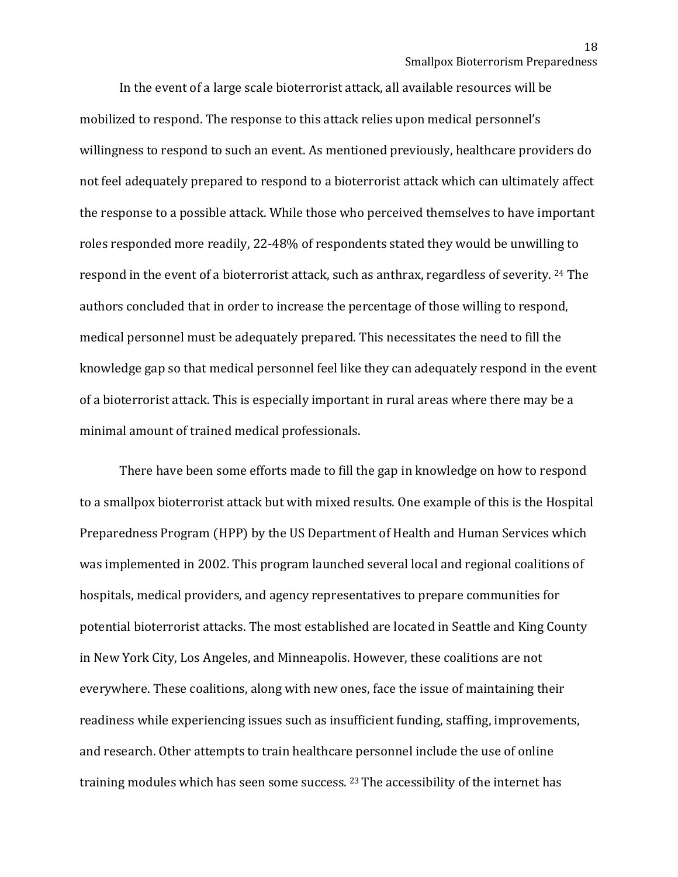In the event of a large scale bioterrorist attack, all available resources will be mobilized to respond. The response to this attack relies upon medical personnel's willingness to respond to such an event. As mentioned previously, healthcare providers do not feel adequately prepared to respond to a bioterrorist attack which can ultimately affect the response to a possible attack. While those who perceived themselves to have important roles responded more readily, 22-48% of respondents stated they would be unwilling to respond in the event of a bioterrorist attack, such as anthrax, regardless of severity. [24] The authors concluded that in order to increase the percentage of those willing to respond, medical personnel must be adequately prepared. This necessitates the need to fill the knowledge gap so that medical personnel feel like they can adequately respond in the event of a bioterrorist attack. This is especially important in rural areas where there may be a minimal amount of trained medical professionals.

There have been some efforts made to fill the gap in knowledge on how to respond to a smallpox bioterrorist attack but with mixed results. One example of this is the Hospital Preparedness Program (HPP) by the US Department of Health and Human Services which was implemented in 2002. This program launched several local and regional coalitions of hospitals, medical providers, and agency representatives to prepare communities for potential bioterrorist attacks. The most established are located in Seattle and King County in New York City, Los Angeles, and Minneapolis. However, these coalitions are not everywhere. These coalitions, along with new ones, face the issue of maintaining their readiness while experiencing issues such as insufficient funding, staffing, improvements, and research. Other attempts to train healthcare personnel include the use of online training modules which has seen some success. [23] The accessibility of the internet has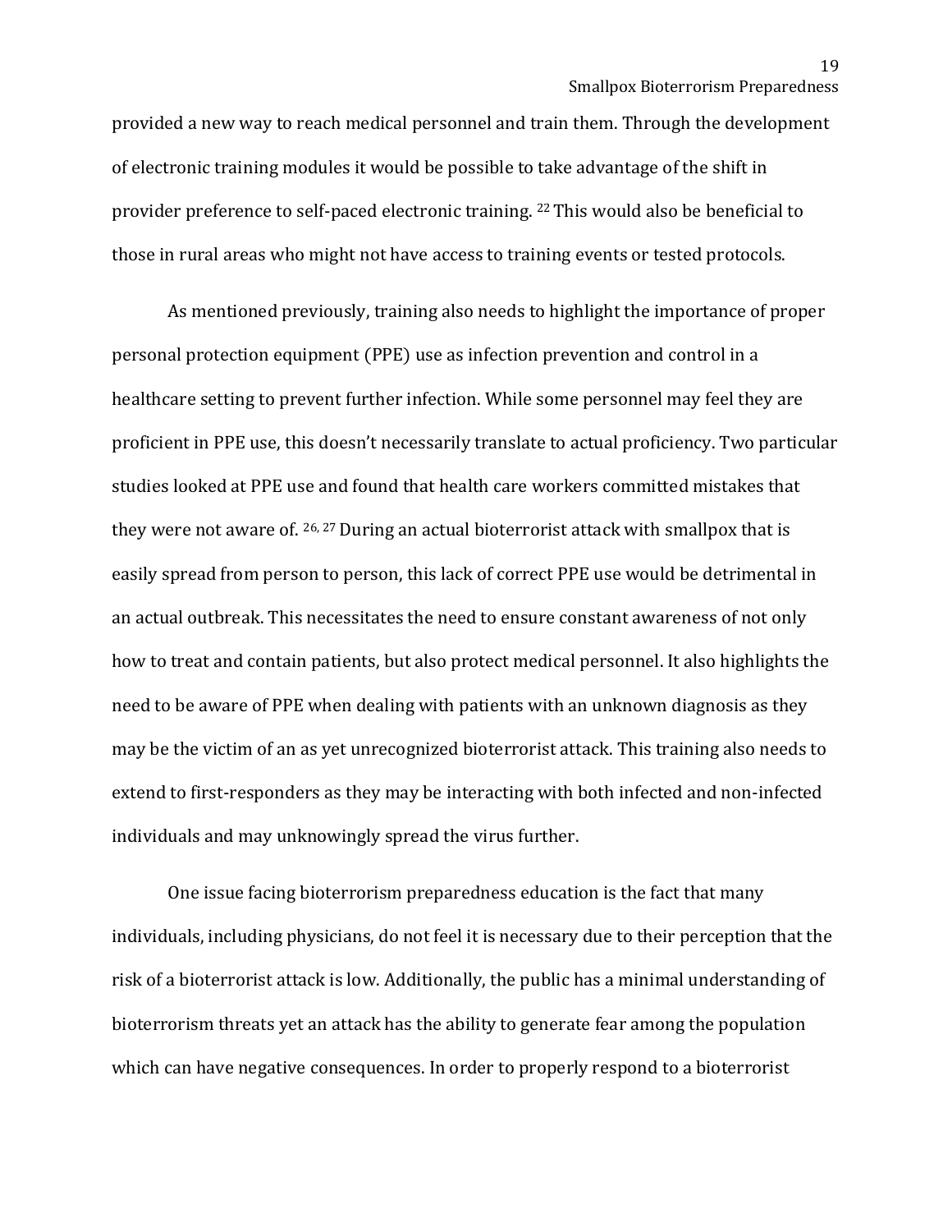provided a new way to reach medical personnel and train them. Through the development of electronic training modules it would be possible to take advantage of the shift in provider preference to self-paced electronic training. [22] This would also be beneficial to those in rural areas who might not have access to training events or tested protocols.

As mentioned previously, training also needs to highlight the importance of proper personal protection equipment (PPE) use as infection prevention and control in a healthcare setting to prevent further infection. While some personnel may feel they are proficient in PPE use, this doesn't necessarily translate to actual proficiency. Two particular studies looked at PPE use and found that health care workers committed mistakes that they were not aware of. [26, 27] During an actual bioterrorist attack with smallpox that is easily spread from person to person, this lack of correct PPE use would be detrimental in an actual outbreak. This necessitates the need to ensure constant awareness of not only how to treat and contain patients, but also protect medical personnel. It also highlights the need to be aware of PPE when dealing with patients with an unknown diagnosis as they may be the victim of an as yet unrecognized bioterrorist attack. This training also needs to extend to first-responders as they may be interacting with both infected and non-infected individuals and may unknowingly spread the virus further.

One issue facing bioterrorism preparedness education is the fact that many individuals, including physicians, do not feel it is necessary due to their perception that the risk of a bioterrorist attack is low. Additionally, the public has a minimal understanding of bioterrorism threats yet an attack has the ability to generate fear among the population which can have negative consequences. In order to properly respond to a bioterrorist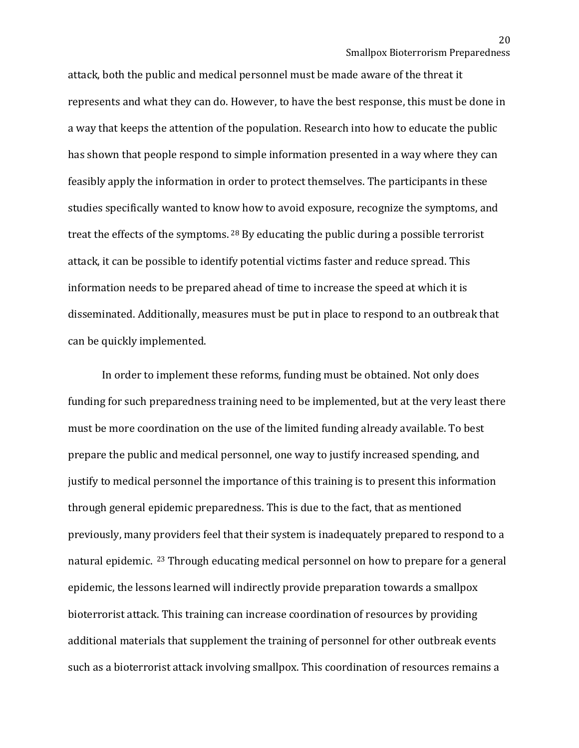attack, both the public and medical personnel must be made aware of the threat it represents and what they can do. However, to have the best response, this must be done in a way that keeps the attention of the population. Research into how to educate the public has shown that people respond to simple information presented in a way where they can feasibly apply the information in order to protect themselves. The participants in these studies specifically wanted to know how to avoid exposure, recognize the symptoms, and treat the effects of the symptoms. [28] By educating the public during a possible terrorist attack, it can be possible to identify potential victims faster and reduce spread. This information needs to be prepared ahead of time to increase the speed at which it is disseminated. Additionally, measures must be put in place to respond to an outbreak that can be quickly implemented.

In order to implement these reforms, funding must be obtained. Not only does funding for such preparedness training need to be implemented, but at the very least there must be more coordination on the use of the limited funding already available. To best prepare the public and medical personnel, one way to justify increased spending, and justify to medical personnel the importance of this training is to present this information through general epidemic preparedness. This is due to the fact, that as mentioned previously, many providers feel that their system is inadequately prepared to respond to a natural epidemic. [23] Through educating medical personnel on how to prepare for a general epidemic, the lessons learned will indirectly provide preparation towards a smallpox bioterrorist attack. This training can increase coordination of resources by providing additional materials that supplement the training of personnel for other outbreak events such as a bioterrorist attack involving smallpox. This coordination of resources remains a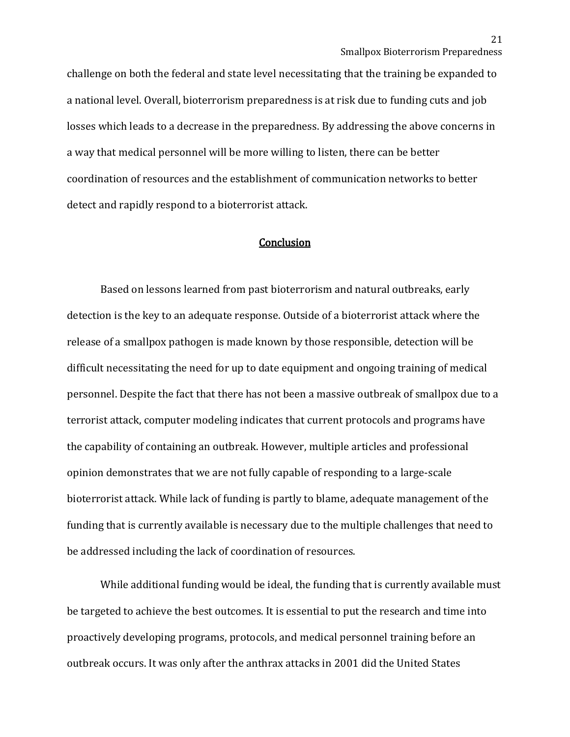challenge on both the federal and state level necessitating that the training be expanded to a national level. Overall, bioterrorism preparedness is at risk due to funding cuts and job losses which leads to a decrease in the preparedness. By addressing the above concerns in a way that medical personnel will be more willing to listen, there can be better coordination of resources and the establishment of communication networks to better detect and rapidly respond to a bioterrorist attack.

## Conclusion

Based on lessons learned from past bioterrorism and natural outbreaks, early detection is the key to an adequate response. Outside of a bioterrorist attack where the release of a smallpox pathogen is made known by those responsible, detection will be difficult necessitating the need for up to date equipment and ongoing training of medical personnel. Despite the fact that there has not been a massive outbreak of smallpox due to a terrorist attack, computer modeling indicates that current protocols and programs have the capability of containing an outbreak. However, multiple articles and professional opinion demonstrates that we are not fully capable of responding to a large-scale bioterrorist attack. While lack of funding is partly to blame, adequate management of the funding that is currently available is necessary due to the multiple challenges that need to be addressed including the lack of coordination of resources.

While additional funding would be ideal, the funding that is currently available must be targeted to achieve the best outcomes. It is essential to put the research and time into proactively developing programs, protocols, and medical personnel training before an outbreak occurs. It was only after the anthrax attacks in 2001 did the United States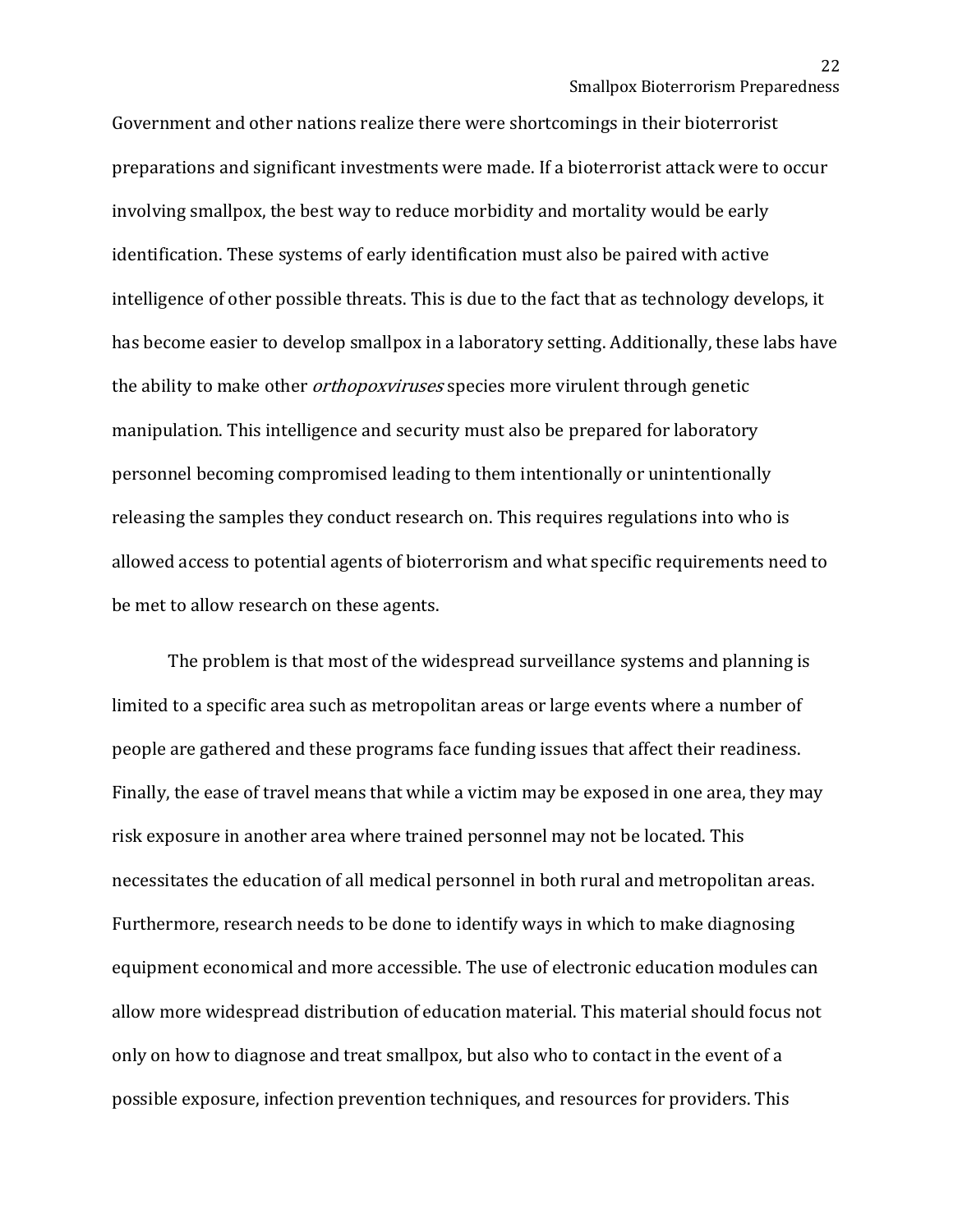Government and other nations realize there were shortcomings in their bioterrorist preparations and significant investments were made. If a bioterrorist attack were to occur involving smallpox, the best way to reduce morbidity and mortality would be early identification. These systems of early identification must also be paired with active intelligence of other possible threats. This is due to the fact that as technology develops, it has become easier to develop smallpox in a laboratory setting. Additionally, these labs have the ability to make other *orthopoxviruses* species more virulent through genetic manipulation. This intelligence and security must also be prepared for laboratory personnel becoming compromised leading to them intentionally or unintentionally releasing the samples they conduct research on. This requires regulations into who is allowed access to potential agents of bioterrorism and what specific requirements need to be met to allow research on these agents.

The problem is that most of the widespread surveillance systems and planning is limited to a specific area such as metropolitan areas or large events where a number of people are gathered and these programs face funding issues that affect their readiness. Finally, the ease of travel means that while a victim may be exposed in one area, they may risk exposure in another area where trained personnel may not be located. This necessitates the education of all medical personnel in both rural and metropolitan areas. Furthermore, research needs to be done to identify ways in which to make diagnosing equipment economical and more accessible. The use of electronic education modules can allow more widespread distribution of education material. This material should focus not only on how to diagnose and treat smallpox, but also who to contact in the event of a possible exposure, infection prevention techniques, and resources for providers. This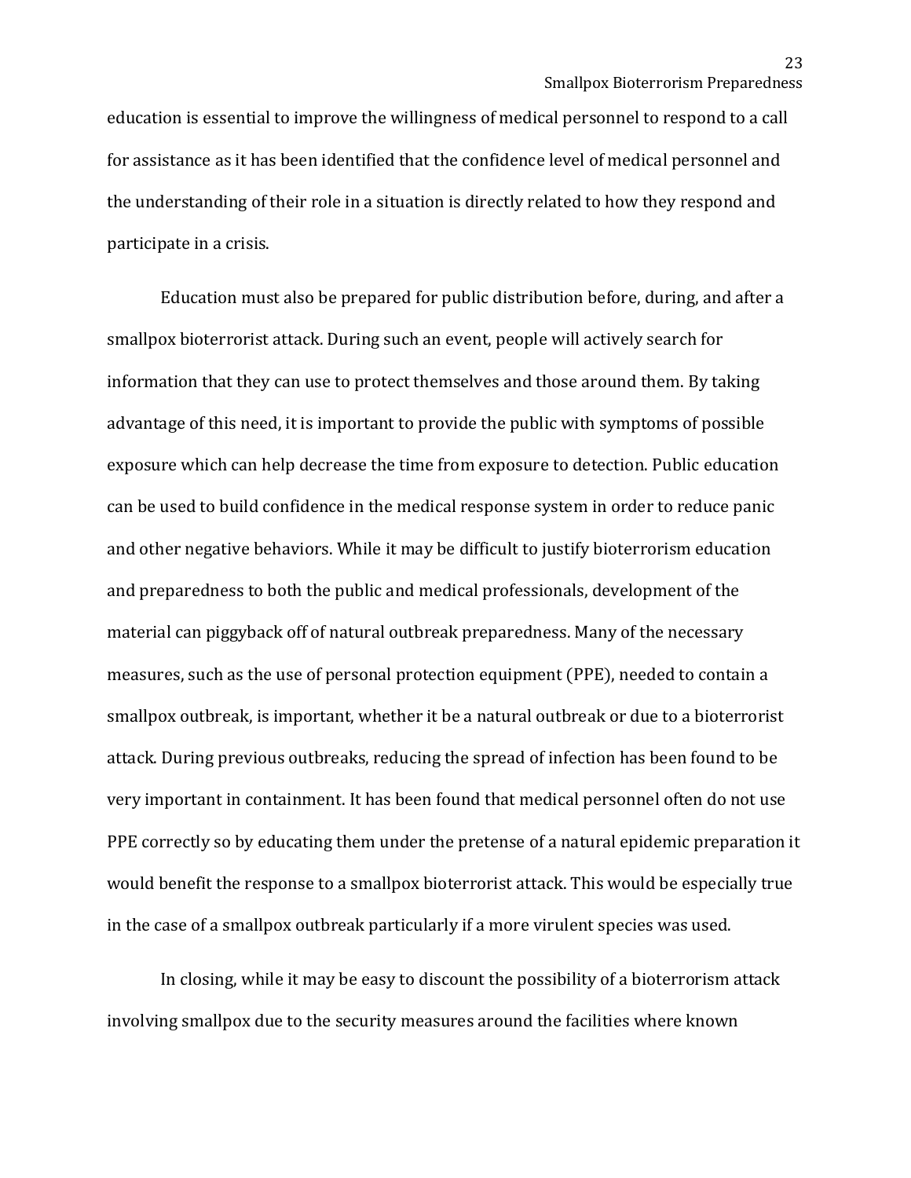education is essential to improve the willingness of medical personnel to respond to a call for assistance as it has been identified that the confidence level of medical personnel and the understanding of their role in a situation is directly related to how they respond and participate in a crisis.

Education must also be prepared for public distribution before, during, and after a smallpox bioterrorist attack. During such an event, people will actively search for information that they can use to protect themselves and those around them. By taking advantage of this need, it is important to provide the public with symptoms of possible exposure which can help decrease the time from exposure to detection. Public education can be used to build confidence in the medical response system in order to reduce panic and other negative behaviors. While it may be difficult to justify bioterrorism education and preparedness to both the public and medical professionals, development of the material can piggyback off of natural outbreak preparedness. Many of the necessary measures, such as the use of personal protection equipment (PPE), needed to contain a smallpox outbreak, is important, whether it be a natural outbreak or due to a bioterrorist attack. During previous outbreaks, reducing the spread of infection has been found to be very important in containment. It has been found that medical personnel often do not use PPE correctly so by educating them under the pretense of a natural epidemic preparation it would benefit the response to a smallpox bioterrorist attack. This would be especially true in the case of a smallpox outbreak particularly if a more virulent species was used.

In closing, while it may be easy to discount the possibility of a bioterrorism attack involving smallpox due to the security measures around the facilities where known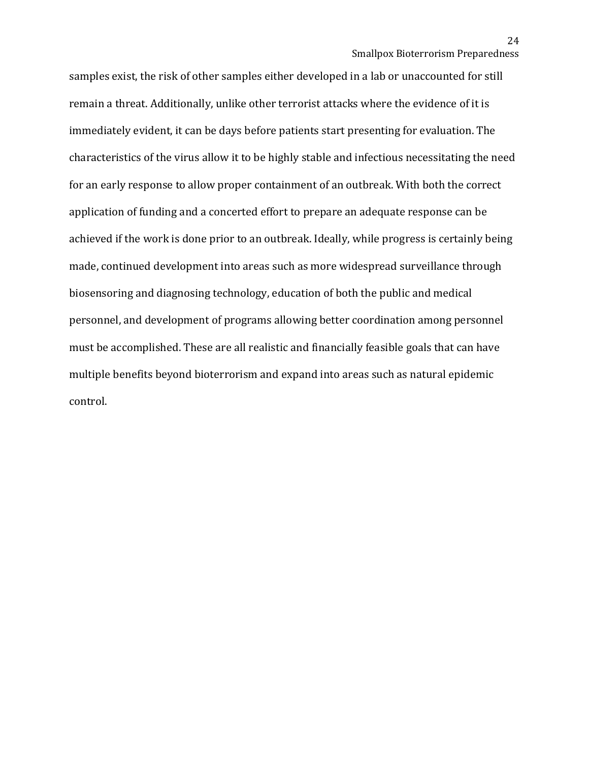samples exist, the risk of other samples either developed in a lab or unaccounted for still remain a threat. Additionally, unlike other terrorist attacks where the evidence of it is immediately evident, it can be days before patients start presenting for evaluation. The characteristics of the virus allow it to be highly stable and infectious necessitating the need for an early response to allow proper containment of an outbreak. With both the correct application of funding and a concerted effort to prepare an adequate response can be achieved if the work is done prior to an outbreak. Ideally, while progress is certainly being made, continued development into areas such as more widespread surveillance through biosensoring and diagnosing technology, education of both the public and medical personnel, and development of programs allowing better coordination among personnel must be accomplished. These are all realistic and financially feasible goals that can have multiple benefits beyond bioterrorism and expand into areas such as natural epidemic control.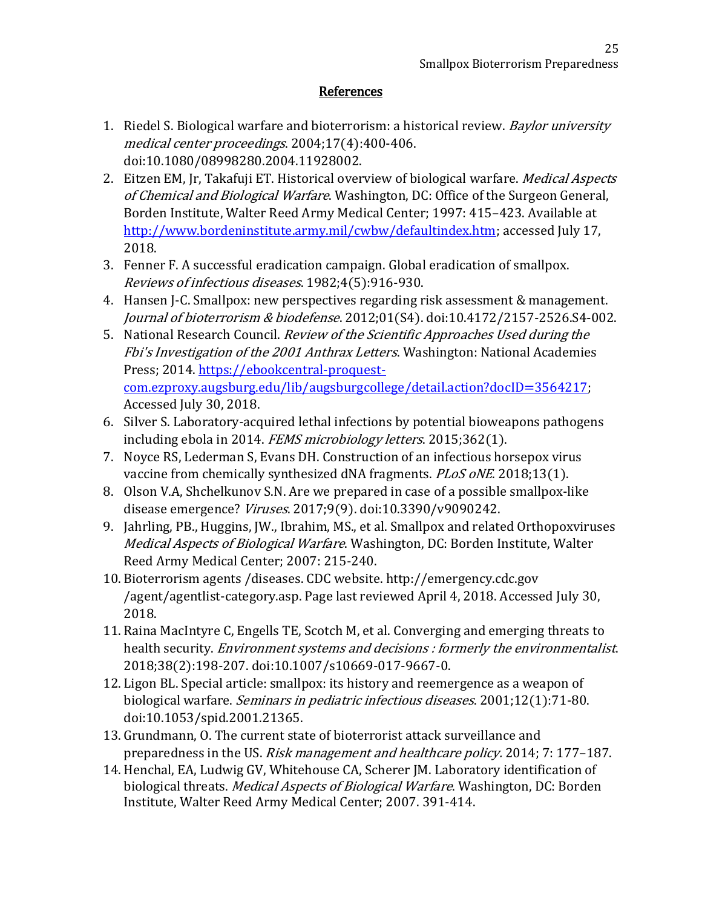## References

1. Riedel S. Biological warfare and bioterrorism: a historical review. *Baylor university medical center proceedings*. 2004;17(4):400-406. doi:10.1080/08998280.2004.11928002.
2. Eitzen EM, Jr, Takafuji ET. Historical overview of biological warfare. *Medical Aspects of Chemical and Biological Warfare*. Washington, DC: Office of the Surgeon General, Borden Institute, Walter Reed Army Medical Center; 1997: 415–423. Available at http://www.bordeninstitute.army.mil/cwbw/defaultindex.htm; accessed July 17, 2018.
3. Fenner F. A successful eradication campaign. Global eradication of smallpox. *Reviews of infectious diseases*. 1982;4(5):916-930.
4. Hansen J-C. Smallpox: new perspectives regarding risk assessment & management. *Journal of bioterrorism & biodefense*. 2012;01(S4). doi:10.4172/2157-2526.S4-002.
5. National Research Council. *Review of the Scientific Approaches Used during the Fbi's Investigation of the 2001 Anthrax Letters*. Washington: National Academies Press; 2014. https://ebookcentral-proquest-com.ezproxy.augsburg.edu/lib/augsburgcollege/detail.action?docID=3564217; Accessed July 30, 2018.
6. Silver S. Laboratory-acquired lethal infections by potential bioweapons pathogens including ebola in 2014. *FEMS microbiology letters*. 2015;362(1).
7. Noyce RS, Lederman S, Evans DH. Construction of an infectious horsepox virus vaccine from chemically synthesized dNA fragments. *PLoS oNE*. 2018;13(1).
8. Olson V.A, Shchelkunov S.N. Are we prepared in case of a possible smallpox-like disease emergence? *Viruses*. 2017;9(9). doi:10.3390/v9090242.
9. Jahrling, PB., Huggins, JW., Ibrahim, MS., et al. Smallpox and related Orthopoxviruses *Medical Aspects of Biological Warfare*. Washington, DC: Borden Institute, Walter Reed Army Medical Center; 2007: 215-240.
10. Bioterrorism agents /diseases. CDC website. http://emergency.cdc.gov /agent/agentlist-category.asp. Page last reviewed April 4, 2018. Accessed July 30, 2018.
11. Raina MacIntyre C, Engells TE, Scotch M, et al. Converging and emerging threats to health security. *Environment systems and decisions : formerly the environmentalist*. 2018;38(2):198-207. doi:10.1007/s10669-017-9667-0.
12. Ligon BL. Special article: smallpox: its history and reemergence as a weapon of biological warfare. *Seminars in pediatric infectious diseases*. 2001;12(1):71-80. doi:10.1053/spid.2001.21365.
13. Grundmann, O. The current state of bioterrorist attack surveillance and preparedness in the US. *Risk management and healthcare policy.* 2014; 7: 177–187.
14. Henchal, EA, Ludwig GV, Whitehouse CA, Scherer JM. Laboratory identification of biological threats. *Medical Aspects of Biological Warfare*. Washington, DC: Borden Institute, Walter Reed Army Medical Center; 2007. 391-414.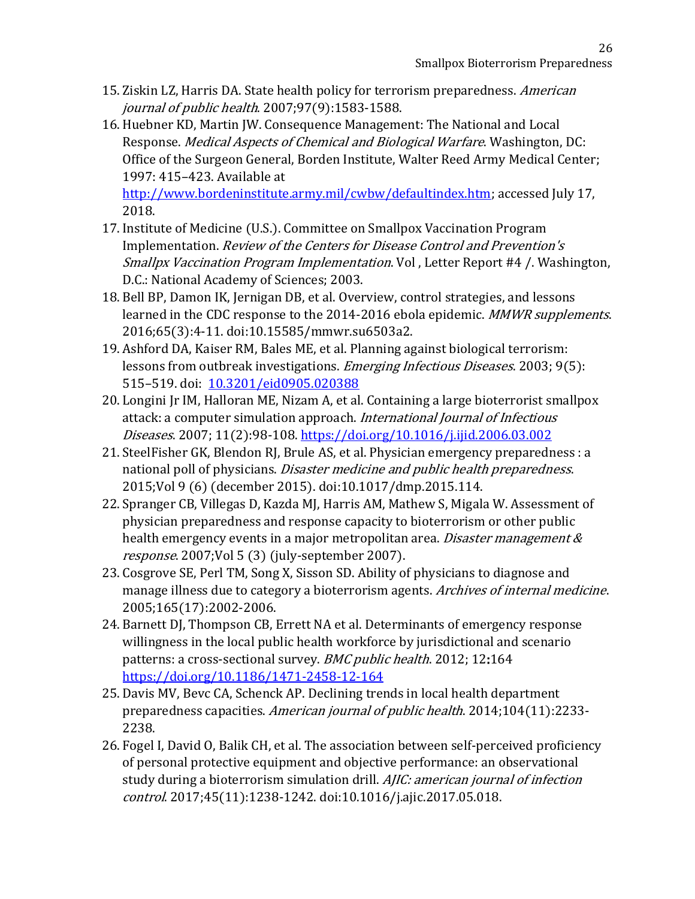15. Ziskin LZ, Harris DA. State health policy for terrorism preparedness. *American journal of public health*. 2007;97(9):1583-1588.
16. Huebner KD, Martin JW. Consequence Management: The National and Local Response. *Medical Aspects of Chemical and Biological Warfare*. Washington, DC: Office of the Surgeon General, Borden Institute, Walter Reed Army Medical Center; 1997: 415–423. Available at http://www.bordeninstitute.army.mil/cwbw/defaultindex.htm; accessed July 17, 2018.
17. Institute of Medicine (U.S.). Committee on Smallpox Vaccination Program Implementation. *Review of the Centers for Disease Control and Prevention's Smallpx Vaccination Program Implementation*. Vol , Letter Report #4 /. Washington, D.C.: National Academy of Sciences; 2003.
18. Bell BP, Damon IK, Jernigan DB, et al. Overview, control strategies, and lessons learned in the CDC response to the 2014-2016 ebola epidemic. *MMWR supplements*. 2016;65(3):4-11. doi:10.15585/mmwr.su6503a2.
19. Ashford DA, Kaiser RM, Bales ME, et al. Planning against biological terrorism: lessons from outbreak investigations. *Emerging Infectious Diseases*. 2003; 9(5): 515–519. doi: 10.3201/eid0905.020388
20. Longini Jr IM, Halloran ME, Nizam A, et al. Containing a large bioterrorist smallpox attack: a computer simulation approach. *International Journal of Infectious Diseases*. 2007; 11(2):98-108. https://doi.org/10.1016/j.ijid.2006.03.002
21. SteelFisher GK, Blendon RJ, Brule AS, et al. Physician emergency preparedness : a national poll of physicians. *Disaster medicine and public health preparedness*. 2015;Vol 9 (6) (december 2015). doi:10.1017/dmp.2015.114.
22. Spranger CB, Villegas D, Kazda MJ, Harris AM, Mathew S, Migala W. Assessment of physician preparedness and response capacity to bioterrorism or other public health emergency events in a major metropolitan area. *Disaster management & response*. 2007;Vol 5 (3) (july-september 2007).
23. Cosgrove SE, Perl TM, Song X, Sisson SD. Ability of physicians to diagnose and manage illness due to category a bioterrorism agents. *Archives of internal medicine*. 2005;165(17):2002-2006.
24. Barnett DJ, Thompson CB, Errett NA et al. Determinants of emergency response willingness in the local public health workforce by jurisdictional and scenario patterns: a cross-sectional survey. *BMC public health*. 2012; 12**:**164 https://doi.org/10.1186/1471-2458-12-164
25. Davis MV, Bevc CA, Schenck AP. Declining trends in local health department preparedness capacities. *American journal of public health*. 2014;104(11):2233-2238.
26. Fogel I, David O, Balik CH, et al. The association between self-perceived proficiency of personal protective equipment and objective performance: an observational study during a bioterrorism simulation drill. *AJIC: american journal of infection control*. 2017;45(11):1238-1242. doi:10.1016/j.ajic.2017.05.018.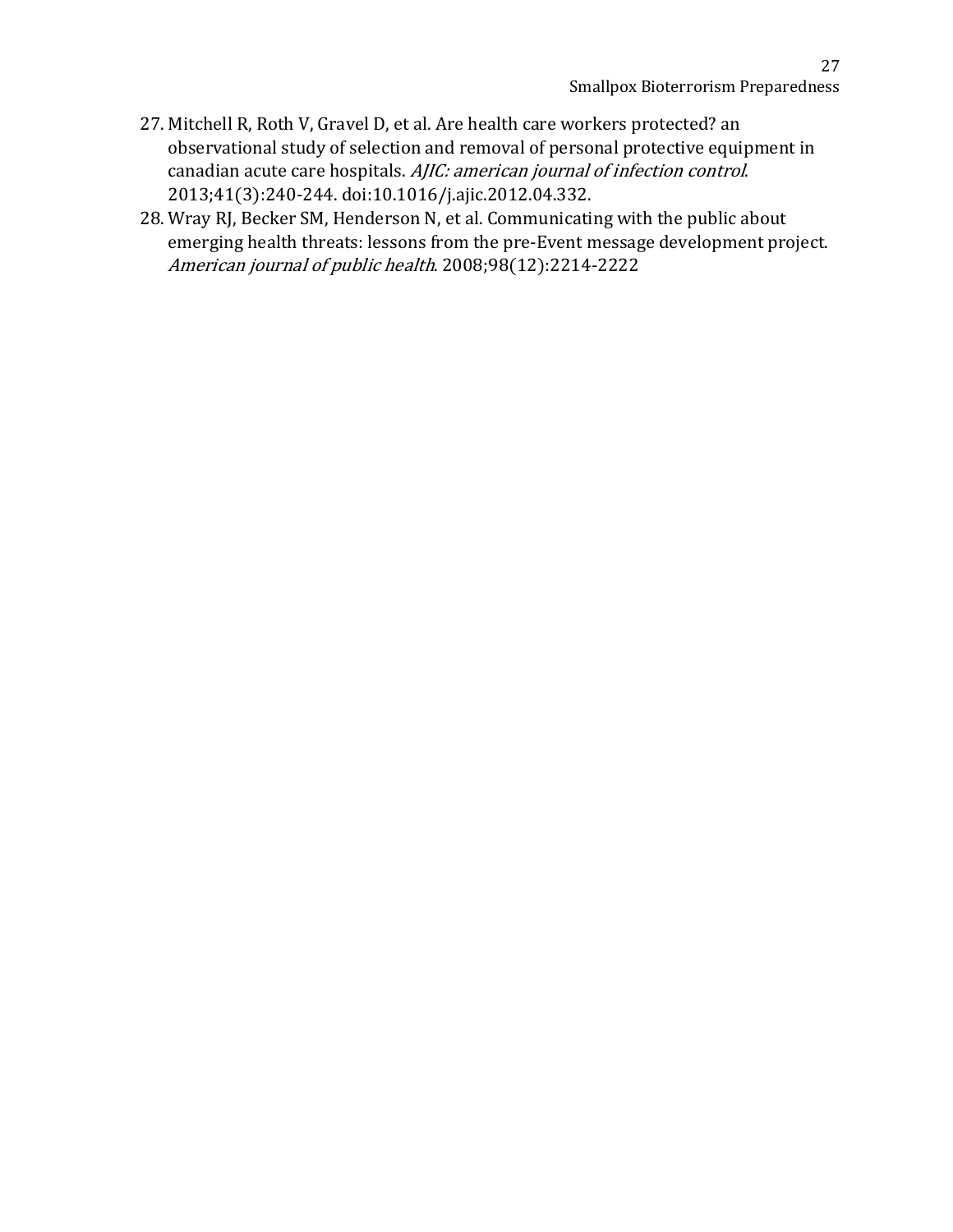27. Mitchell R, Roth V, Gravel D, et al. Are health care workers protected? an observational study of selection and removal of personal protective equipment in canadian acute care hospitals. *AJIC: american journal of infection control*. 2013;41(3):240-244. doi:10.1016/j.ajic.2012.04.332.
28. Wray RJ, Becker SM, Henderson N, et al. Communicating with the public about emerging health threats: lessons from the pre-Event message development project. *American journal of public health*. 2008;98(12):2214-2222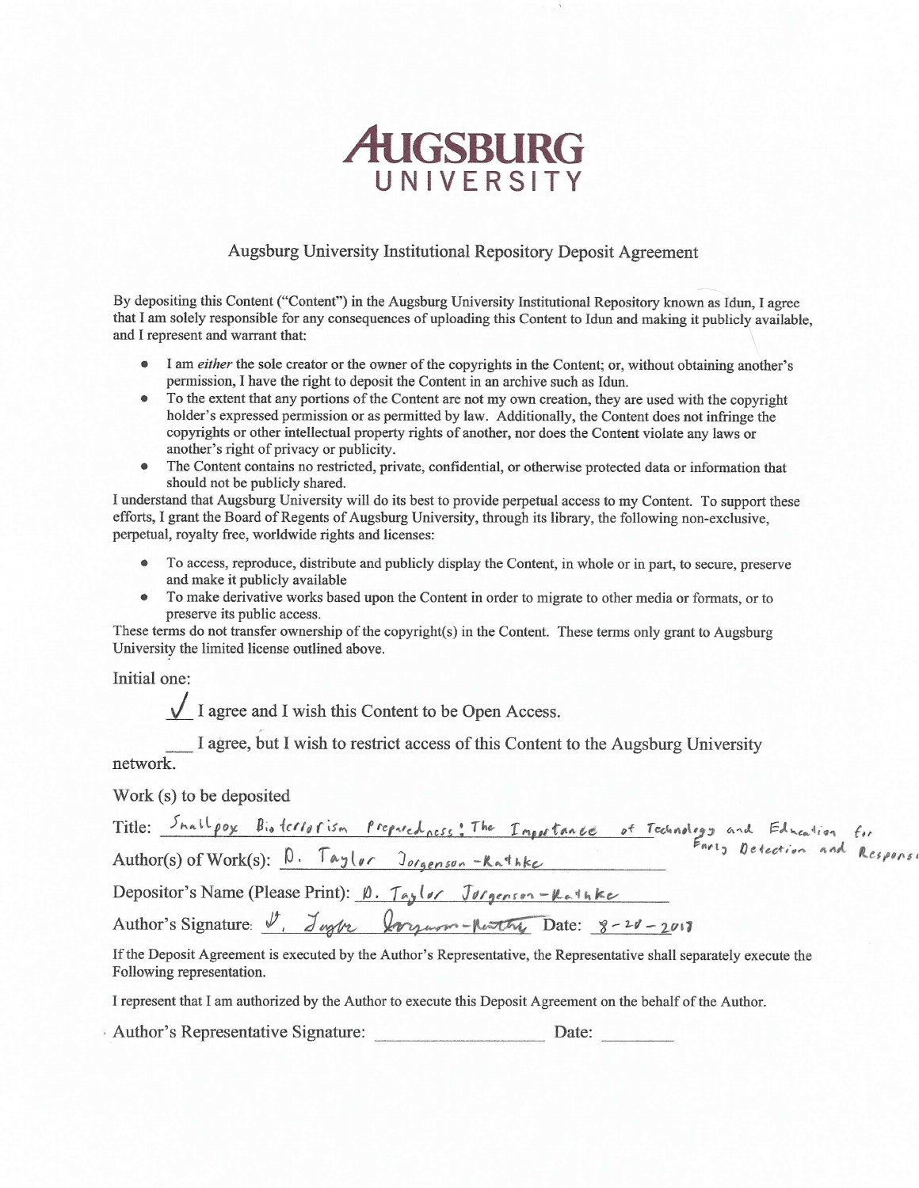# AUGSBURG UNIVERSITY

Augsburg University Institutional Repository Deposit Agreement

By depositing this Content ("Content") in the Augsburg University Institutional Repository known as Idun, I agree that I am solely responsible for any consequences of uploading this Content to Idun and making it publicly available, and I represent and warrant that:

- I am *either* the sole creator or the owner of the copyrights in the Content; or, without obtaining another's permission, I have the right to deposit the Content in an archive such as Idun.
- To the extent that any portions of the Content are not my own creation, they are used with the copyright holder's expressed permission or as permitted by law. Additionally, the Content does not infringe the copyrights or other intellectual property rights of another, nor does the Content violate any laws or another's right of privacy or publicity.
- The Content contains no restricted, private, confidential, or otherwise protected data or information that should not be publicly shared.

I understand that Augsburg University will do its best to provide perpetual access to my Content. To support these efforts, I grant the Board of Regents of Augsburg University, through its library, the following non-exclusive, perpetual, royalty free, worldwide rights and licenses:

- To access, reproduce, distribute and publicly display the Content, in whole or in part, to secure, preserve and make it publicly available
- To make derivative works based upon the Content in order to migrate to other media or formats, or to preserve its public access.

These terms do not transfer ownership of the copyright(s) in the Content. These terms only grant to Augsburg University the limited license outlined above.

Initial one:

✓ I agree and I wish this Content to be Open Access.

___ I agree, but I wish to restrict access of this Content to the Augsburg University network.

Work (s) to be deposited

Title: Smallpox Bioterrorism Preparedness: The Importance of Technology and Education for Early Detection and Response

Author(s) of Work(s): D. Taylor Jorgenson-Rathke

Depositor's Name (Please Print): D. Taylor Jorgenson-Rathke

Author's Signature: D. Taylor Jorgenson-Rathke Date: 8-20-2018

If the Deposit Agreement is executed by the Author's Representative, the Representative shall separately execute the Following representation.

I represent that I am authorized by the Author to execute this Deposit Agreement on the behalf of the Author.

Author's Representative Signature: ____________________ Date: ________